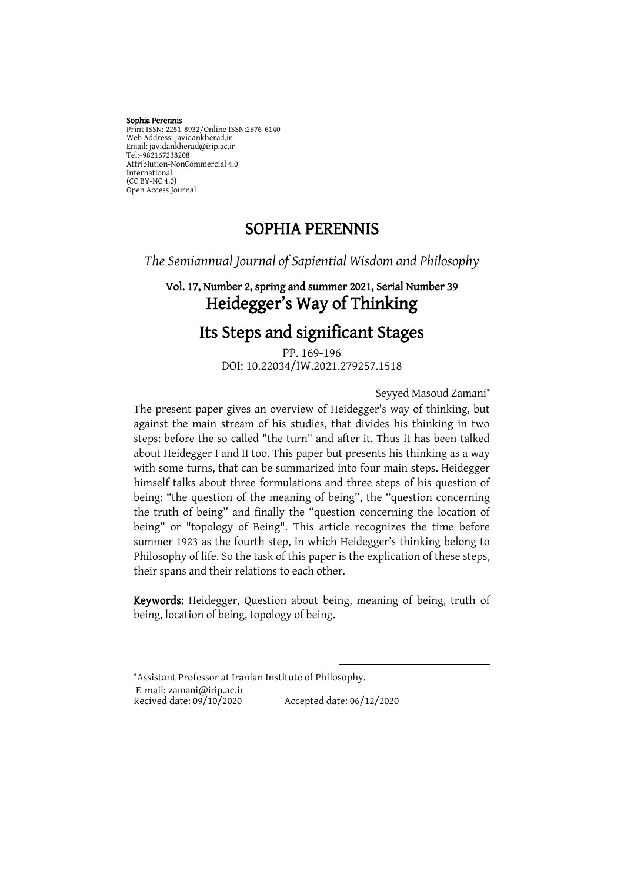**Sophia Perennis**
Print ISSN: 2251-8932/Online ISSN:2676-6140
Web Address: Javidankherad.ir
Email: javidankherad@irip.ac.ir
Tel:+982167238208
Attribiution-NonCommercial 4.0
International
(CC BY-NC 4.0)
Open Access Journal

# SOPHIA PERENNIS

*The Semiannual Journal of Sapiential Wisdom and Philosophy*

**Vol. 17, Number 2, spring and summer 2021, Serial Number 39**

# Heidegger's Way of Thinking

# Its Steps and significant Stages

PP. 169-196
DOI: 10.22034/IW.2021.279257.1518

Seyyed Masoud Zamani*

The present paper gives an overview of Heidegger's way of thinking, but against the main stream of his studies, that divides his thinking in two steps: before the so called "the turn" and after it. Thus it has been talked about Heidegger I and II too. This paper but presents his thinking as a way with some turns, that can be summarized into four main steps. Heidegger himself talks about three formulations and three steps of his question of being: "the question of the meaning of being", the "question concerning the truth of being" and finally the "question concerning the location of being" or "topology of Being". This article recognizes the time before summer 1923 as the fourth step, in which Heidegger's thinking belong to Philosophy of life. So the task of this paper is the explication of these steps, their spans and their relations to each other.

**Keywords:** Heidegger, Question about being, meaning of being, truth of being, location of being, topology of being.

---

*Assistant Professor at Iranian Institute of Philosophy.
E-mail: zamani@irip.ac.ir
Recived date: 09/10/2020 Accepted date: 06/12/2020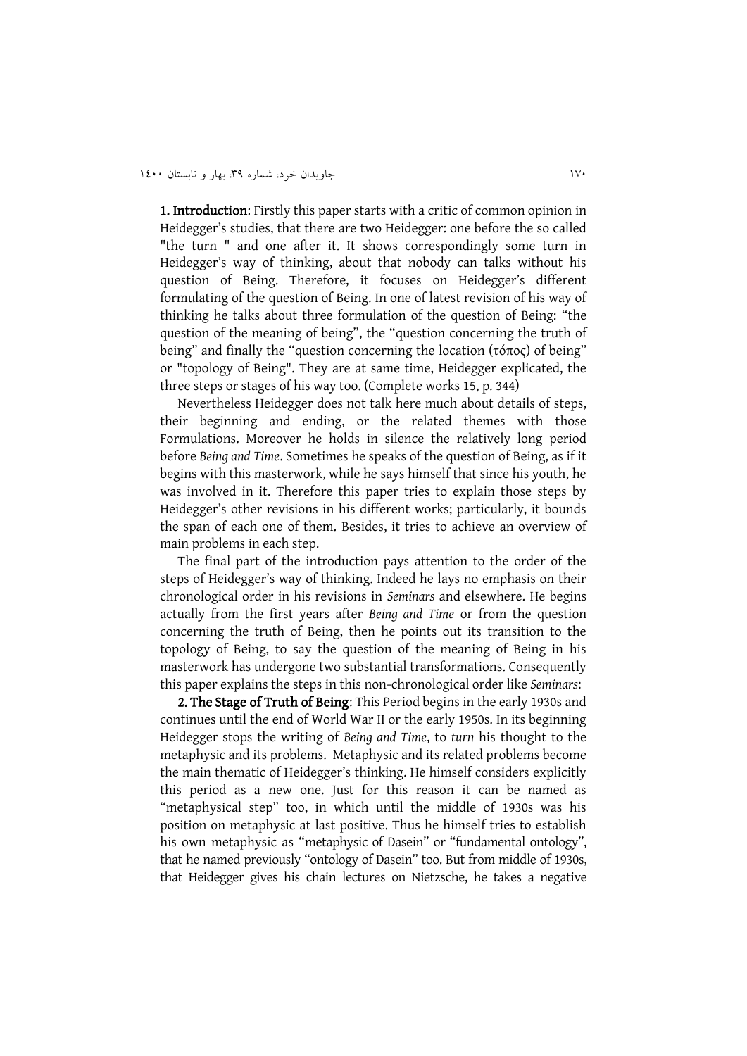**1. Introduction**: Firstly this paper starts with a critic of common opinion in Heidegger's studies, that there are two Heidegger: one before the so called "the turn " and one after it. It shows correspondingly some turn in Heidegger's way of thinking, about that nobody can talks without his question of Being. Therefore, it focuses on Heidegger's different formulating of the question of Being. In one of latest revision of his way of thinking he talks about three formulation of the question of Being: "the question of the meaning of being", the "question concerning the truth of being" and finally the "question concerning the location (τόπος) of being" or "topology of Being". They are at same time, Heidegger explicated, the three steps or stages of his way too. (Complete works 15, p. 344)

Nevertheless Heidegger does not talk here much about details of steps, their beginning and ending, or the related themes with those Formulations. Moreover he holds in silence the relatively long period before *Being and Time*. Sometimes he speaks of the question of Being, as if it begins with this masterwork, while he says himself that since his youth, he was involved in it. Therefore this paper tries to explain those steps by Heidegger's other revisions in his different works; particularly, it bounds the span of each one of them. Besides, it tries to achieve an overview of main problems in each step.

The final part of the introduction pays attention to the order of the steps of Heidegger's way of thinking. Indeed he lays no emphasis on their chronological order in his revisions in *Seminars* and elsewhere. He begins actually from the first years after *Being and Time* or from the question concerning the truth of Being, then he points out its transition to the topology of Being, to say the question of the meaning of Being in his masterwork has undergone two substantial transformations. Consequently this paper explains the steps in this non-chronological order like *Seminars*:

**2. The Stage of Truth of Being**: This Period begins in the early 1930s and continues until the end of World War II or the early 1950s. In its beginning Heidegger stops the writing of *Being and Time*, to *turn* his thought to the metaphysic and its problems. Metaphysic and its related problems become the main thematic of Heidegger's thinking. He himself considers explicitly this period as a new one. Just for this reason it can be named as "metaphysical step" too, in which until the middle of 1930s was his position on metaphysic at last positive. Thus he himself tries to establish his own metaphysic as "metaphysic of Dasein" or "fundamental ontology", that he named previously "ontology of Dasein" too. But from middle of 1930s, that Heidegger gives his chain lectures on Nietzsche, he takes a negative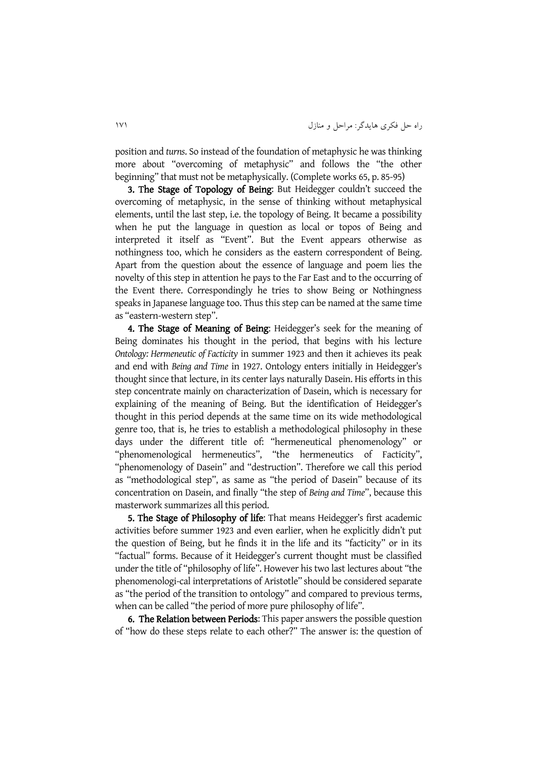position and *turns*. So instead of the foundation of metaphysic he was thinking more about "overcoming of metaphysic" and follows the "the other beginning" that must not be metaphysically. (Complete works 65, p. 85-95)

**3. The Stage of Topology of Being**: But Heidegger couldn't succeed the overcoming of metaphysic, in the sense of thinking without metaphysical elements, until the last step, i.e. the topology of Being. It became a possibility when he put the language in question as local or topos of Being and interpreted it itself as "Event". But the Event appears otherwise as nothingness too, which he considers as the eastern correspondent of Being. Apart from the question about the essence of language and poem lies the novelty of this step in attention he pays to the Far East and to the occurring of the Event there. Correspondingly he tries to show Being or Nothingness speaks in Japanese language too. Thus this step can be named at the same time as "eastern-western step".

**4. The Stage of Meaning of Being**: Heidegger's seek for the meaning of Being dominates his thought in the period, that begins with his lecture *Ontology: Hermeneutic of Facticity* in summer 1923 and then it achieves its peak and end with *Being and Time* in 1927. Ontology enters initially in Heidegger's thought since that lecture, in its center lays naturally Dasein. His efforts in this step concentrate mainly on characterization of Dasein, which is necessary for explaining of the meaning of Being. But the identification of Heidegger's thought in this period depends at the same time on its wide methodological genre too, that is, he tries to establish a methodological philosophy in these days under the different title of: "hermeneutical phenomenology" or "phenomenological hermeneutics", "the hermeneutics of Facticity", "phenomenology of Dasein" and "destruction". Therefore we call this period as "methodological step", as same as "the period of Dasein" because of its concentration on Dasein, and finally "the step of *Being and Time*", because this masterwork summarizes all this period.

**5. The Stage of Philosophy of life**: That means Heidegger's first academic activities before summer 1923 and even earlier, when he explicitly didn't put the question of Being, but he finds it in the life and its "facticity" or in its "factual" forms. Because of it Heidegger's current thought must be classified under the title of "philosophy of life". However his two last lectures about "the phenomenologi-cal interpretations of Aristotle" should be considered separate as "the period of the transition to ontology" and compared to previous terms, when can be called "the period of more pure philosophy of life".

**6. The Relation between Periods**: This paper answers the possible question of "how do these steps relate to each other?" The answer is: the question of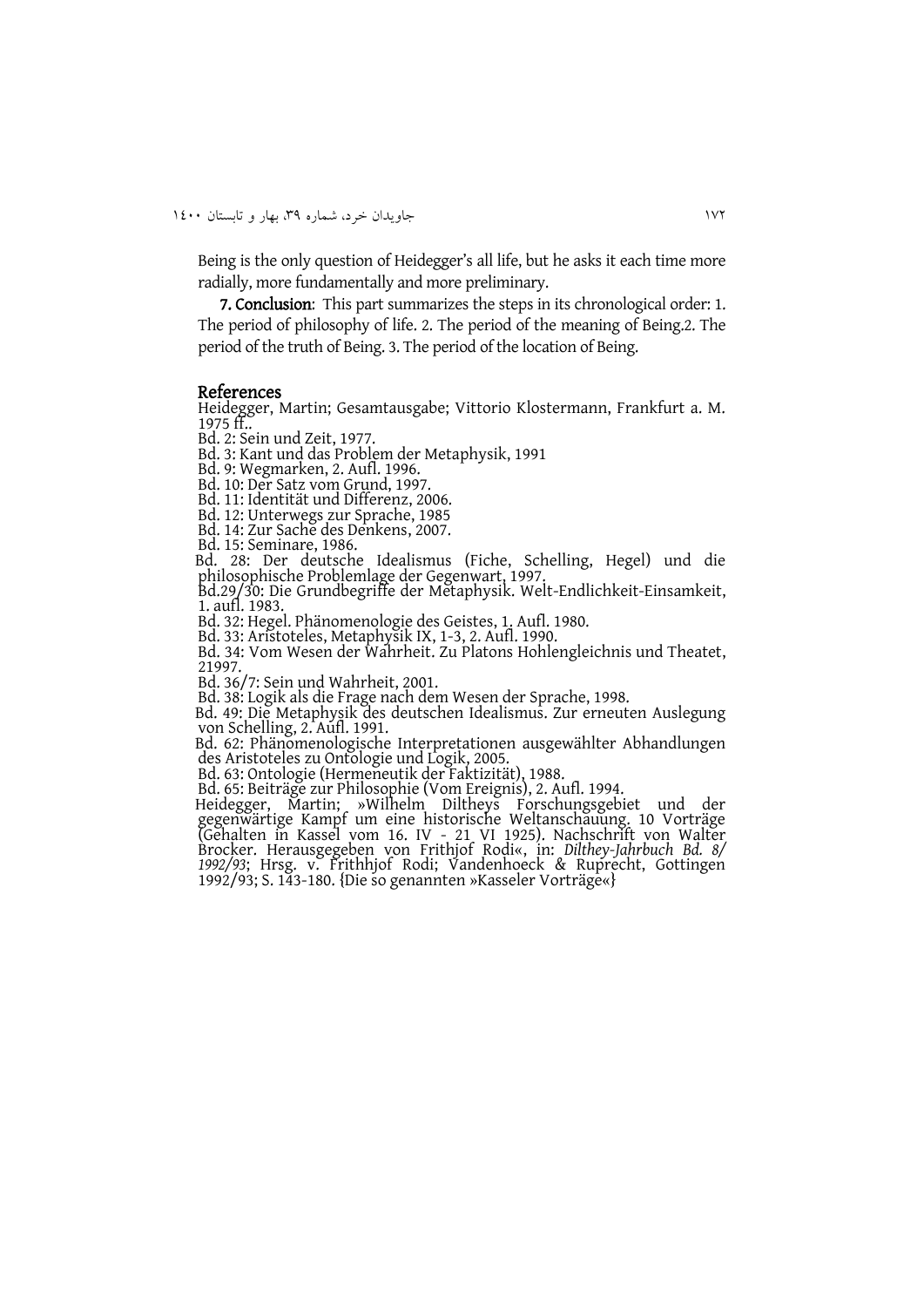Being is the only question of Heidegger's all life, but he asks it each time more radially, more fundamentally and more preliminary.

**7. Conclusion**: This part summarizes the steps in its chronological order: 1. The period of philosophy of life. 2. The period of the meaning of Being.2. The period of the truth of Being. 3. The period of the location of Being.

## References

Heidegger, Martin; Gesamtausgabe; Vittorio Klostermann, Frankfurt a. M. 1975 ff..

Bd. 2: Sein und Zeit, 1977.

Bd. 3: Kant und das Problem der Metaphysik, 1991

Bd. 9: Wegmarken, 2. Aufl. 1996.

Bd. 10: Der Satz vom Grund, 1997.

Bd. 11: Identität und Differenz, 2006.

Bd. 12: Unterwegs zur Sprache, 1985

Bd. 14: Zur Sache des Denkens, 2007.

Bd. 15: Seminare, 1986.

Bd. 28: Der deutsche Idealismus (Fiche, Schelling, Hegel) und die philosophische Problemlage der Gegenwart, 1997.

Bd.29/30: Die Grundbegriffe der Metaphysik. Welt-Endlichkeit-Einsamkeit, 1. aufl. 1983.

Bd. 32: Hegel. Phänomenologie des Geistes, 1. Aufl. 1980.

Bd. 33: Aristoteles, Metaphysik IX, 1-3, 2. Aufl. 1990.

Bd. 34: Vom Wesen der Wahrheit. Zu Platons Hohlengleichnis und Theatet, 21997.

Bd. 36/7: Sein und Wahrheit, 2001.

Bd. 38: Logik als die Frage nach dem Wesen der Sprache, 1998.

Bd. 49: Die Metaphysik des deutschen Idealismus. Zur erneuten Auslegung von Schelling, 2. Aufl. 1991.

Bd. 62: Phänomenologische Interpretationen ausgewählter Abhandlungen des Aristoteles zu Ontologie und Logik, 2005.

Bd. 63: Ontologie (Hermeneutik der Faktizität), 1988.

Bd. 65: Beiträge zur Philosophie (Vom Ereignis), 2. Aufl. 1994.

Heidegger, Martin; »Wilhelm Diltheys Forschungsgebiet und der gegenwärtige Kampf um eine historische Weltanschauung. 10 Vorträge (Gehalten in Kassel vom 16. IV - 21 VI 1925). Nachschrift von Walter Brocker. Herausgegeben von Frithjof Rodi«, in: *Dilthey-Jahrbuch Bd. 8/ 1992/93*; Hrsg. v. Frithhjof Rodi; Vandenhoeck & Ruprecht, Gottingen 1992/93; S. 143-180. {Die so genannten »Kasseler Vorträge«}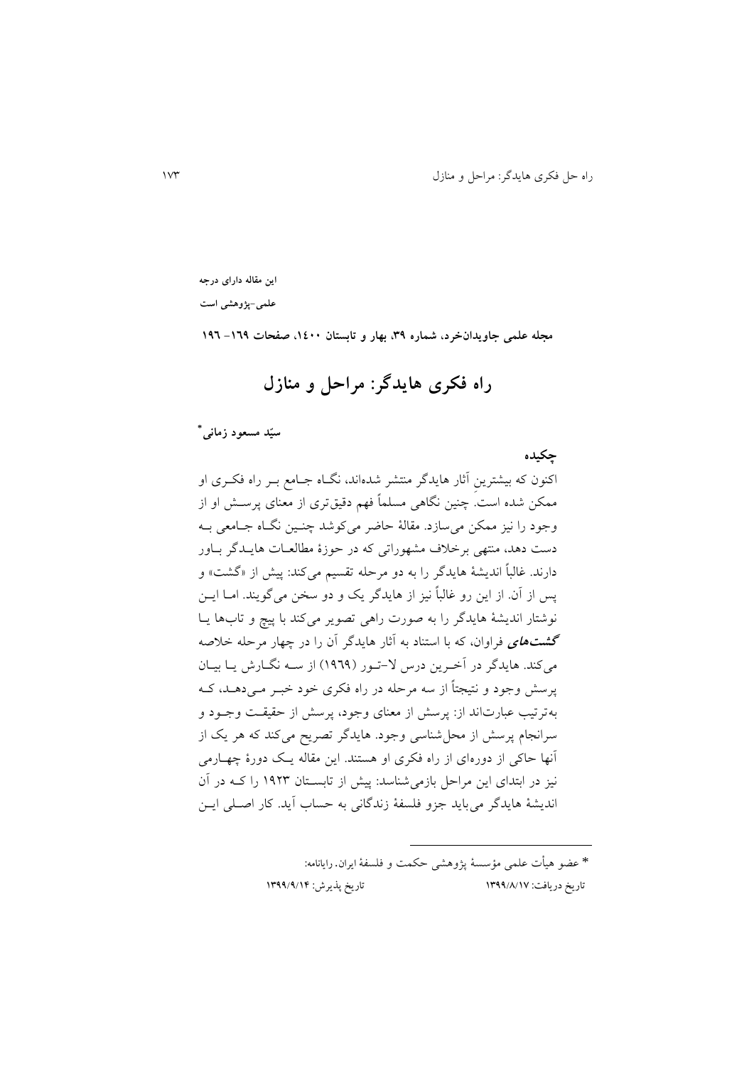**این مقاله دارای درجه**

**علمی-پژوهشی است**

**مجله علمی جاویدان‌خرد، شماره ۳۹، بهار و تابستان ۱۴۰۰، صفحات ۱۶۹- ۱۹۶**

# راه فکری هایدگر: مراحل و منازل

**سیّد مسعود زمانی***

## چکیده

اکنون که بیشترین آثار هایدگر منتشر شده‌اند، نگاه جامع بر راه فکری او ممکن شده است. چنین نگاهی مسلماً فهم دقیق‌تری از معنای پرسش او از وجود را نیز ممکن می‌سازد. مقالۀ حاضر می‌کوشد چنین نگاه جامعی به دست دهد، منتهی برخلاف مشهوراتی که در حوزۀ مطالعات هایدگر باور دارند. غالباً اندیشۀ هایدگر را به دو مرحله تقسیم می‌کند: پیش از «گشت» و پس از آن. از این رو غالباً نیز از هایدگر یک و دو سخن می‌گویند. اما این نوشتار اندیشۀ هایدگر را به صورت راهی تصویر می‌کند با پیچ و تاب‌ها یا ***گشت‌های*** فراوان، که با استناد به آثار هایدگر آن را در چهار مرحله خلاصه می‌کند. هایدگر در آخرین درس لا-تور (۱۹۶۹) از سه نگارش یا بیان پرسش وجود و نتیجتاً از سه مرحله در راه فکری خود خبر می‌دهد، که به‌ترتیب عبارت‌اند از: پرسش از معنای وجود، پرسش از حقیقت وجود و سرانجام پرسش از محل‌شناسی وجود. هایدگر تصریح می‌کند که هر یک از آنها حاکی از دوره‌ای از راه فکری او هستند. این مقاله یک دورۀ چهارمی نیز در ابتدای این مراحل بازمی‌شناسد: پیش از تابستان ۱۹۲۳ را که در آن اندیشۀ هایدگر می‌باید جزو فلسفۀ زندگانی به حساب آید. کار اصلی این

---

* عضو هیأت علمی مؤسسۀ پژوهشی حکمت و فلسفۀ ایران. رایانامه:

تاریخ دریافت: ۱۳۹۹/۸/۱۷    تاریخ پذیرش: ۱۳۹۹/۹/۱۴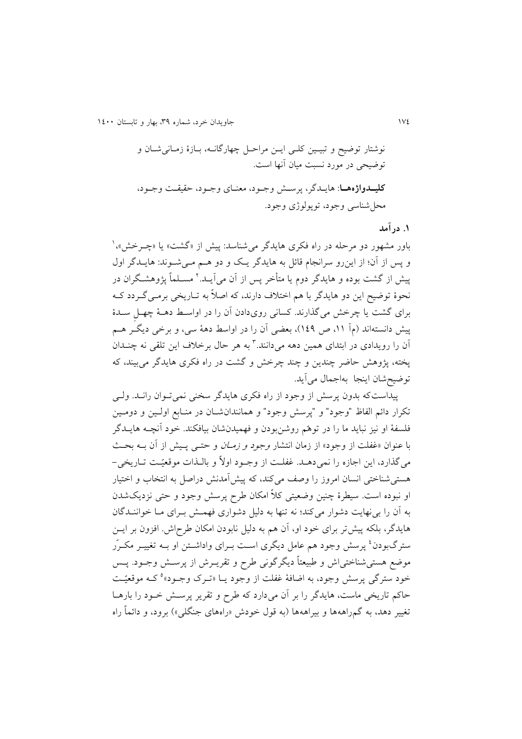نوشتار توضیح و تبیین کلی این مراحل چهارگانه، بازهٔ زمانی‌شان و توضیحی در مورد نسبت میان آنها است.

**کلیدواژه‌ها**: هایدگر، پرسش وجود، معنای وجود، حقیقت وجود، محل‌شناسی وجود، توپولوژی وجود.

## ۱. درآمد

باور مشهور دو مرحله در راه فکری هایدگر می‌شناسد: پیش از «گشت» یا «چرخش»،[۱] و پس از آن؛ از این‌رو سرانجام قائل به هایدگر یک و دو هم می‌شوند: هایدگر اول پیش از گشت بوده و هایدگر دوم یا متأخر پس از آن می‌آید.[۲] مسلماً پژوهشگران در نحوهٔ توضیح این دو هایدگر با هم اختلاف دارند، که اصلاً به تاریخی برمی‌گردد که برای گشت یا چرخش می‌گذارند. کسانی روی‌دادن آن را در اواسط دههٔ چهلِ سدهٔ پیش دانسته‌اند (مآ ۱۱، ص ۱۴۹)، بعضی آن را در اواسط دههٔ سی، و برخی دیگر هم آن را رویدادی در ابتدای همین دهه می‌دانند.[۳] به هر حال برخلاف این تلقی نه چندان پخته، پژوهش حاضر چندین و چند چرخش و گشت در راه فکری هایدگر می‌بیند، که توضیح‌شان اینجا بهاجمال می‌آید.

پیداست‌که بدون پرسش از وجود از راه فکری هایدگر سخنی نمی‌توان راند. ولی تکرار دائم الفاظ "وجود" و "پرسش وجود" و همانندان‌شان در منابع اولین و دومین فلسفهٔ او نیز نباید ما را در توهّم روشن‌بودن و فهمیدن‌شان بیافکند. خود آنچه هایدگر با عنوان «غفلت از وجود» از زمان انتشار *وجود و زمان* و حتی پیش از آن به بحث می‌گذارد، این اجازه را نمی‌دهد. غفلت از وجود اولاً و بالذات موقعیّت تاریخی–هستی‌شناختی انسان امروز را وصف می‌کند، که پیش‌آمدنش دراصل به انتخاب و اختیار او نبوده است. سیطرهٔ چنین وضعیتی کلاً امکان طرح پرسش وجود و حتی نزدیک‌شدن به آن را بی‌نهایت دشوار می‌کند؛ نه تنها به دلیل دشواری فهمش برای ما خوانندگان هایدگر، بلکه پیش‌تر برای خود او، آن هم به دلیل نابودن امکان طرح‌اش. افزون بر این سترگ‌بودن[۴] پرسش وجود هم عامل دیگری است برای واداشتن او به تغییر مکرّر موضع هستی‌شناختی‌اش و طبیعتاً دیگرگونی طرح و تقریرش از پرسش وجود. پس خود سترگی پرسش وجود، به اضافهٔ غفلت از وجود یا «ترک وجود»[۵] که موقعیّت حاکم تاریخی ماست، هایدگر را بر آن می‌دارد که طرح و تقریر پرسش خود را بارها تغییر دهد، به گم‌راهه‌ها و بیراهه‌ها (به قول خودش «راه‌های جنگلی») برود، و دائماً راه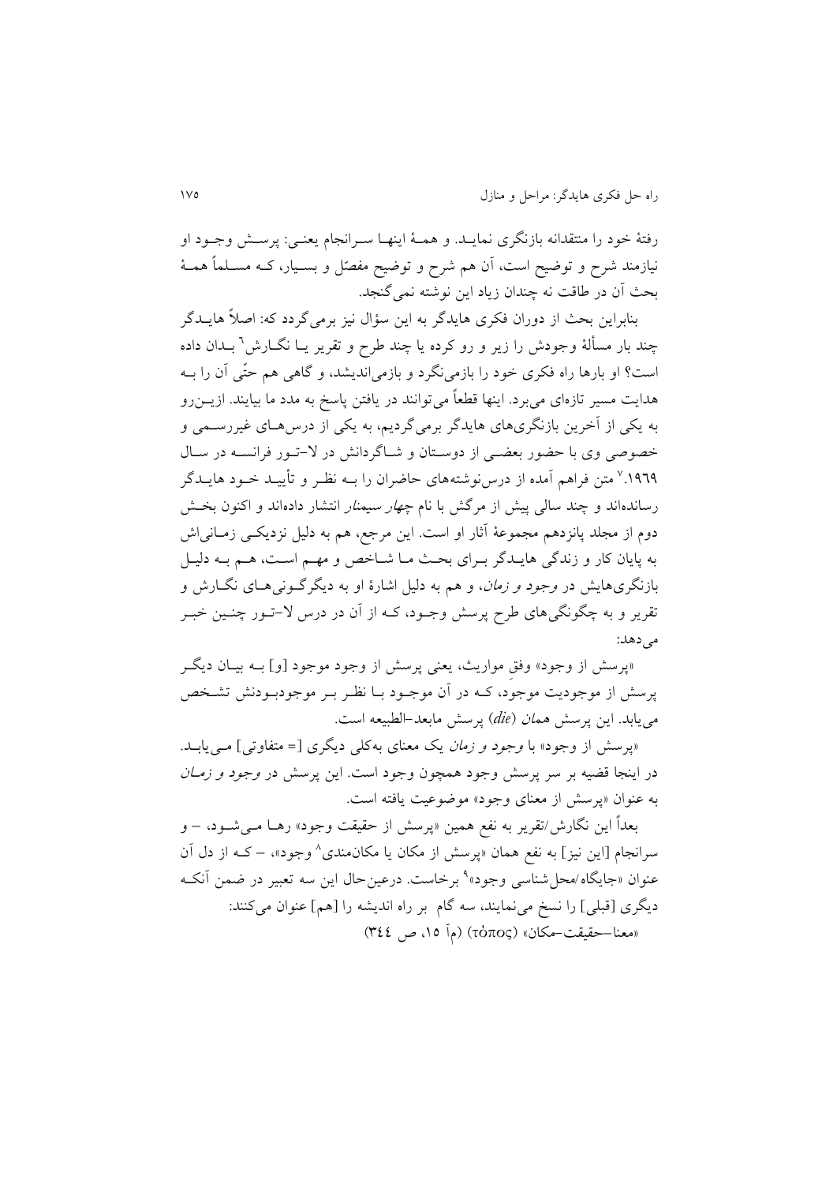رفتۀ خود را منتقدانه بازنگری نمایـد. و همـۀ اینهـا سـرانجام یعنـی: پرسـش وجـود او نیازمند شرح و توضیح است، آن هم شرح و توضیح مفصّل و بسـیار، کـه مسـلماً همـۀ بحث آن در طاقت نه چندان زیاد این نوشته نمی‌گنجد.

بنابراین بحث از دوران فکری هایدگر به این سؤال نیز برمی‌گردد که: اصلاً هایـدگر چند بار مسألۀ وجودش را زیر و رو کرده یا چند طرح و تقریر یـا نگـارش[6] بـدان داده است؟ او بارها راه فکری خود را بازمی‌نگرد و بازمی‌اندیشد، و گاهی هم حتّی آن را بـه هدایت مسیر تازه‌ای می‌برد. اینها قطعاً می‌توانند در یافتن پاسخ به مدد ما بیایند. ازیـن‌رو به یکی از آخرین بازنگری‌های هایدگر برمی‌گردیم، به یکی از درس‌هـای غیررسـمی و خصوصی وی با حضور بعضـی از دوسـتان و شـاگردانش در لا-تـور فرانسـه در سـال ۱۹۶۹.[7] متن فراهم آمده از درس‌نوشته‌های حاضران را بـه نظـر و تأییـد خـود هایـدگر رسانده‌اند و چند سالی پیش از مرگش با نام *چهار سیمنار* انتشار داده‌اند و اکنون بخـش دوم از مجلد پانزدهم مجموعۀ آثار او است. این مرجع، هم به دلیل نزدیکـی زمـانی‌اش به پایان کار و زندگی هایـدگر بـرای بحـث مـا شـاخص و مهـم اسـت، هـم بـه دلیـل بازنگری‌هایش در *وجود و زمان*، و هم به دلیل اشارۀ او به دیگرگـونی‌هـای نگـارش و تقریر و به چگونگی‌های طرح پرسش وجـود، کـه از آن در درس لا-تـور چنـین خبـر می‌دهد:

«پرسش از وجود» وفقِ مواریث، یعنی پرسش از وجود موجود [و] بـه بیـان دیگـر پرسش از موجودیت موجود، کـه در آن موجـود بـا نظـر بـر موجودبـودنش تشـخص می‌یابد. این پرسش *همان* (*die*) پرسش مابعد-الطبیعه است.

«پرسش از وجود» با *وجود و زمان* یک معنای به‌کلی دیگری [= متفاوتی] مـی‌یابـد. در اینجا قضیه بر سر پرسش وجود همچون وجود است. این پرسش در *وجود و زمـان* به عنوان «پرسش از معنای وجود» موضوعیت یافته است.

بعداً این نگارش/تقریر به نفع همین «پرسش از حقیقت وجود» رهـا مـی‌شـود، – و سرانجام [این نیز] به نفع همان «پرسش از مکان یا مکان‌مندی[8] وجود»، – کـه از دل آن عنوان «جایگاه/محل‌شناسی وجود»[9] برخاست. درعین‌حال این سه تعبیر در ضمن آنکـه دیگری [قبلی] را نسخ می‌نمایند، سه گام بر راه اندیشه را [هم] عنوان می‌کنند:

«معنا–حقیقت–مکان» (τόπος) (مآ ۱۵، ص ۳۴٤)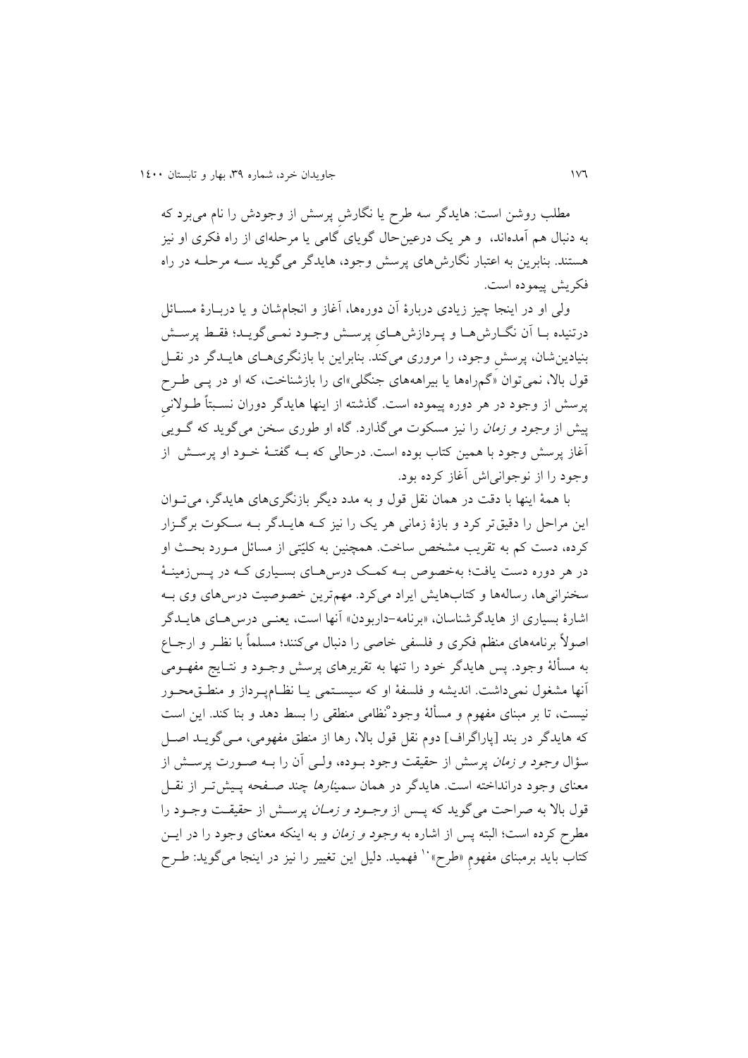مطلب روشن است: هایدگر سه طرح یا نگارشِ پرسش از وجودش را نام می‌برد که به دنبال هم آمده‌اند، و هر یک درعین‌حال گویای گامی یا مرحله‌ای از راه فکری او نیز هستند. بنابرین به اعتبار نگارش‌های پرسش وجود، هایدگر می‌گوید سه مرحله در راه فکریش پیموده است.

ولی او در اینجا چیز زیادی دربارهٔ آن دوره‌ها، آغاز و انجام‌شان و یا دربارهٔ مسائل درتنیده با آن نگارش‌ها و پردازش‌های پرسش وجود نمی‌گوید؛ فقط پرسش بنیادین‌شان، پرسشِ وجود، را مروری می‌کند. بنابراین با بازنگری‌های هایدگر در نقل قول بالا، نمی‌توان «گم‌راهه‌ها یا بیراهه‌های جنگلی»ای را بازشناخت، که او در پی طرح پرسش از وجود در هر دوره پیموده است. گذشته از اینها هایدگر دوران نسبتاً طولانیِ پیش از *وجود و زمان* را نیز مسکوت می‌گذارد. گاه او طوری سخن می‌گوید که گویی آغاز پرسش وجود با همین کتاب بوده است. درحالی که به گفتهٔ خود او پرسش از وجود را از نوجوانی‌اش آغاز کرده بود.

با همهٔ اینها با دقت در همان نقل قول و به مدد دیگر بازنگری‌های هایدگر، می‌توان این مراحل را دقیق‌تر کرد و بازهٔ زمانی هر یک را نیز که هایدگر به سکوت برگزار کرده، دست کم به تقریب مشخص ساخت. همچنین به کلیّتی از مسائل مورد بحث او در هر دوره دست یافت؛ به‌خصوص به کمک درس‌های بسیاری که در پس‌زمینهٔ سخنرانی‌ها، رساله‌ها و کتاب‌هایش ایراد می‌کرد. مهم‌ترین خصوصیت درس‌های وی به اشارهٔ بسیاری از هایدگرشناسان، «برنامه-داربودن» آنها است، یعنی درس‌های هایدگر اصولاً برنامه‌های منظم فکری و فلسفی خاصی را دنبال می‌کنند؛ مسلماً با نظر و ارجاع به مسألهٔ وجود. پس هایدگر خود را تنها به تقریرهای پرسش وجود و نتایج مفهومی آنها مشغول نمی‌داشت. اندیشه و فلسفهٔ او که سیستمی یا نظام‌پرداز و منطق‌محور نیست، تا بر مبنای مفهوم و مسألهٔ وجود°نظامی منطقی را بسط دهد و بنا کند. این است که هایدگر در بند [پاراگراف] دوم نقل قول بالا، رها از منطق مفهومی، می‌گوید اصل سؤال *وجود و زمان* پرسش از حقیقت وجود بوده، ولی آن را به صورت پرسش از معنای وجود درانداخته است. هایدگر در همان *سمینارها* چند صفحه پیش‌تر از نقل قول بالا به صراحت می‌گوید که پس از *وجود و زمان* پرسش از حقیقت وجود را مطرح کرده است؛ البته پس از اشاره به *وجود و زمان* و به اینکه معنای وجود را در این کتاب باید برمبنای مفهومِ «طرح»[10] فهمید. دلیل این تغییر را نیز در اینجا می‌گوید: طرح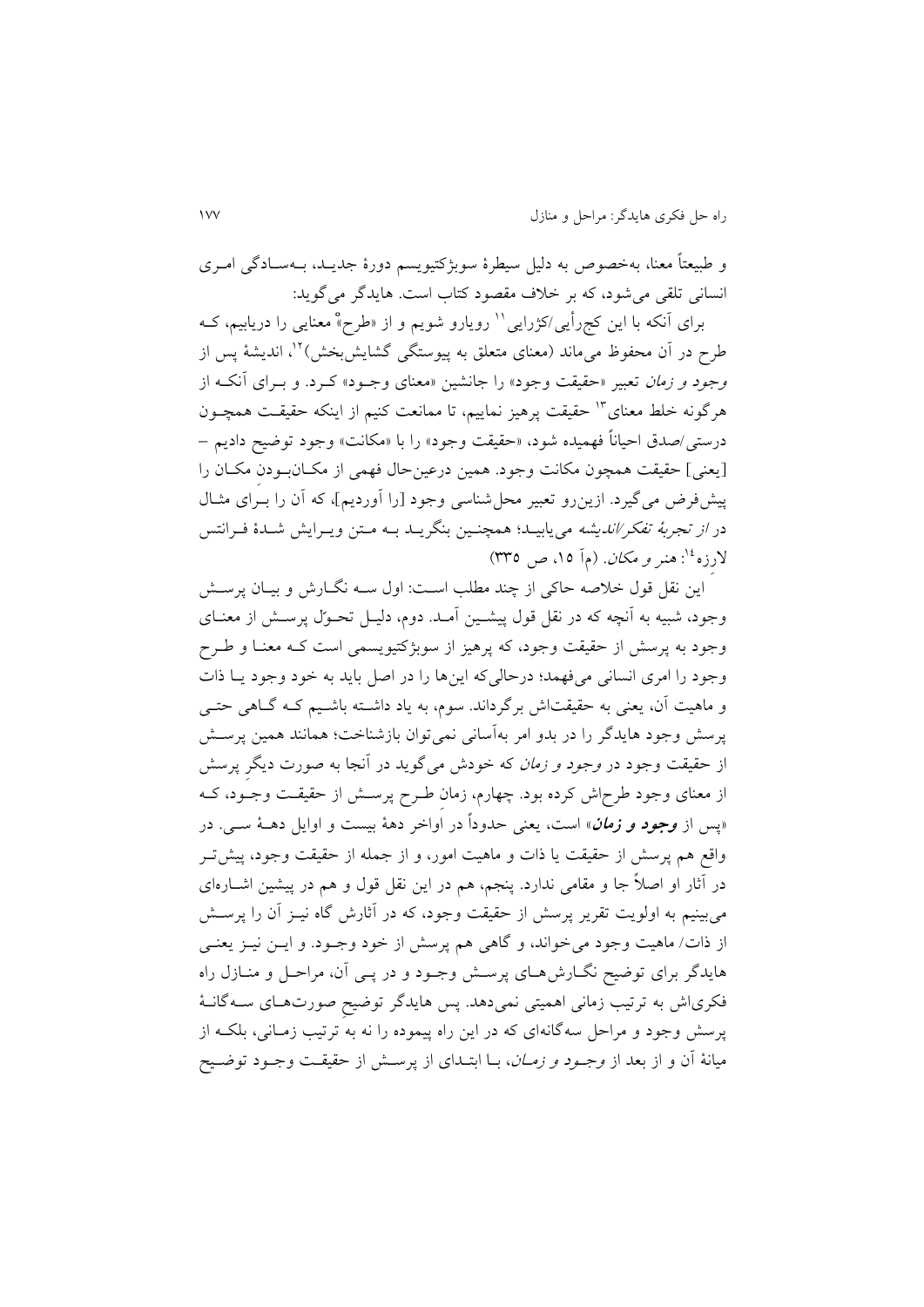و طبیعتاً معنا، به‌خصوص به دلیل سیطرهٔ سوبژکتیویسم دورهٔ جدید، بـه‌سـادگی امـری انسانی تلقی می‌شود، که بر خلاف مقصود کتاب است. هایدگر می‌گوید:

برای آنکه با این کج‌رأیی/کژرایی[11] رویارو شویم و از «طرح» معنایی را دریابیم، کـه طرح در آن محفوظ می‌ماند (معنای متعلق به پیوستگی گشایش‌بخش)[12]، اندیشهٔ پس از *وجود و زمان* تعبیر «حقیقت وجود» را جانشین «معنای وجـود» کـرد. و بـرای آنکـه از هرگونه خلط معنای[13] حقیقت پرهیز نماییم، تا ممانعت کنیم از اینکه حقیقـت همچـون درستی/صدق احیاناً فهمیده شود، «حقیقت وجود» را با «مکانت» وجود توضیح دادیم – [یعنی] حقیقت همچون مکانت وجود. همین درعین‌حال فهمی از مکـان‌بـودنِ مکـان را پیش‌فرض می‌گیرد. ازین‌رو تعبیر محل‌شناسی وجود [را آوردیم]، که آن را بـرای مثـال در *از تجربهٔ تفکر/اندیشه* می‌یابیـد؛ همچنـین بنگریـد بـه مـتن ویـرایش شـدهٔ فـرانتس لارزه[14]: *هنر و مکان*. (مآ ۱۵، ص ۳۳۵)

این نقل قول خلاصه حاکی از چند مطلب اسـت: اول سـه نگـارش و بیـان پرسـش وجود، شبیه به آنچه که در نقل قول پیشـین آمـد. دوم، دلیـل تحـوّل پرسـش از معنـای وجود به پرسش از حقیقت وجود، که پرهیز از سوبژکتیویسمی است کـه معنـا و طـرح وجود را امری انسانی می‌فهمد؛ درحالی‌که این‌ها را در اصل باید به خود وجود یـا ذات و ماهیت آن، یعنی به حقیقت‌اش برگرداند. سوم، به یاد داشـته باشـیم کـه گـاهی حتـی پرسش وجود هایدگر را در بدو امر به‌آسانی نمی‌توان بازشناخت؛ همانند همین پرسـش از حقیقت وجود در *وجود و زمان* که خودش می‌گوید در آنجا به صورت دیگرِ پرسش از معنای وجود طرح‌اش کرده بود. چهارم، زمانِ طـرح پرسـش از حقیقـت وجـود، کـه «پس از ***وجود و زمان***» است، یعنی حدوداً در اواخر دههٔ بیست و اوایل دهـهٔ سـی. در واقع هم پرسش از حقیقت یا ذات و ماهیت امور، و از جمله از حقیقت وجود، پیش‌تـر در آثار او اصلاً جا و مقامی ندارد. پنجم، هم در این نقل قول و هم در پیشین اشـاره‌ای می‌بینیم به اولویت تقریر پرسش از حقیقت وجود، که در آثارش گاه نیـز آن را پرسـش از ذات/ ماهیت وجود می‌خواند، و گاهی هم پرسش از خود وجـود. و ایـن نیـز یعنـی هایدگر برای توضیح نگـارش‌هـای پرسـش وجـود و در پـی آن، مراحـل و منـازل راه فکری‌اش به ترتیب زمانی اهمیتی نمی‌دهد. پس هایدگر توضیحِ صورت‌هـای سـه‌گانـهٔ پرسش وجود و مراحل سه‌گانه‌ای که در این راه پیموده را نه به ترتیب زمـانی، بلکـه از میانهٔ آن و از بعد از *وجـود و زمـان*، بـا ابتـدای از پرسـش از حقیقـت وجـود توضـیح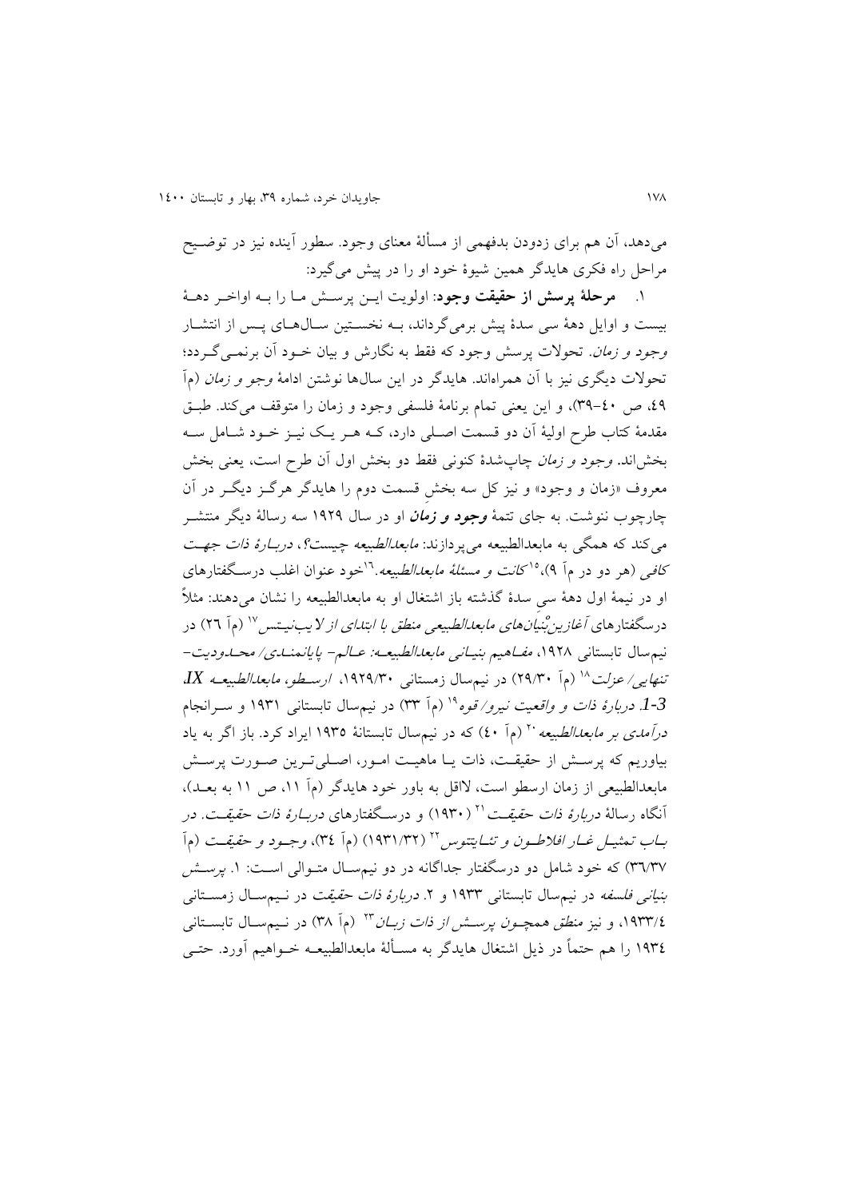می‌دهد، آن هم برای زدودن بدفهمی از مسألهٔ معنای وجود. سطور آینده نیز در توضیح مراحل راه فکری هایدگر همین شیوهٔ خود او را در پیش می‌گیرد:

۱. **مرحلهٔ پرسش از حقیقت وجود**: اولویت این پرسش ما را به اواخر دههٔ بیست و اوایل دههٔ سی سدهٔ پیش برمی‌گرداند، به نخستین سال‌های پس از انتشار *وجود و زمان*. تحولات پرسش وجود که فقط به نگارش و بیان خود آن برنمی‌گردد؛ تحولات دیگری نیز با آن همراه‌اند. هایدگر در این سال‌ها نوشتن ادامهٔ *وجو و زمان* (مآ ٤٩، ص ٤٠–٣٩)، و این یعنی تمام برنامهٔ فلسفی وجود و زمان را متوقف می‌کند. طبق مقدمهٔ کتاب طرح اولیهٔ آن دو قسمت اصلی دارد، که هر یک نیز خود شامل سه بخش‌اند. *وجود و زمان* چاپ‌شدهٔ کنونی فقط دو بخش اول آن طرح است، یعنی بخش معروف «زمان و وجود» و نیز کل سه بخش قسمت دوم را هایدگر هرگز دیگر در آن چارچوب ننوشت. به جای تتمهٔ ***وجود و زمان*** او در سال ١٩٢٩ سه رسالهٔ دیگر منتشر می‌کند که همگی به مابعدالطبیعه می‌پردازند: *مابعدالطبیعه چیست؟*، *دربارهٔ ذات جهت کافی* (هر دو در مآ ٩)،[15] *کانت و مسئلهٔ مابعدالطبیعه*.[16] خود عنوان اغلب درسگفتارهای او در نیمهٔ اول دههٔ سی سدهٔ گذشته باز اشتغال او به مابعدالطبیعه را نشان می‌دهند: مثلاً درسگفتارهای *آغازین بُنیان‌های مابعدالطبیعی منطق با ابتدای از لایب‌نیتس*[17] (مآ ٢٦) در نیم‌سال تابستانی ١٩٢٨، *مفاهیم بنیانی مابعدالطبیعه: عالم- پایانمندی/ محدودیت- تنهایی/ عزلت*[18] (مآ ٢٩/٣٠) در نیم‌سال زمستانی ١٩٢٩/٣٠، *ارسطو، مابعدالطبیعه IX, 1-3. دربارهٔ ذات و واقعیت نیرو/ قوه*[19] (مآ ٣٣) در نیم‌سال تابستانی ١٩٣١ و سرانجام *درآمدی بر مابعدالطبیعه*[20] (مآ ٤٠) که در نیم‌سال تابستانهٔ ١٩٣٥ ایراد کرد. باز اگر به یاد بیاوریم که پرسش از حقیقت، ذات یا ماهیت امور، اصلی‌ترین صورت پرسش مابعدالطبیعی از زمان ارسطو است، لااقل به باور خود هایدگر (مآ ١١، ص ١١ به بعد)، آنگاه رسالهٔ *دربارهٔ ذات حقیقت*[21] (١٩٣٠) و درسگفتارهای *دربارهٔ ذات حقیقت. در باب تمثیل غار افلاطون و تئایتتوس*[22] (١٩٣١/٣٢) (مآ ٣٤)، *وجود و حقیقت* (مآ ٣٦/٣٧) که خود شامل دو درسگفتار جداگانه در دو نیم‌سال متوالی است: ١. *پرسش بنیانی فلسفه* در نیم‌سال تابستانی ١٩٣٣ و ٢. *دربارهٔ ذات حقیقت* در نیم‌سال زمستانی ١٩٣٣/٤، و نیز *منطق همچون پرسش از ذات زبان*[23] (مآ ٣٨) در نیم‌سال تابستانی ١٩٣٤ را هم حتماً در ذیل اشتغال هایدگر به مسألهٔ مابعدالطبیعه خواهیم آورد. حتی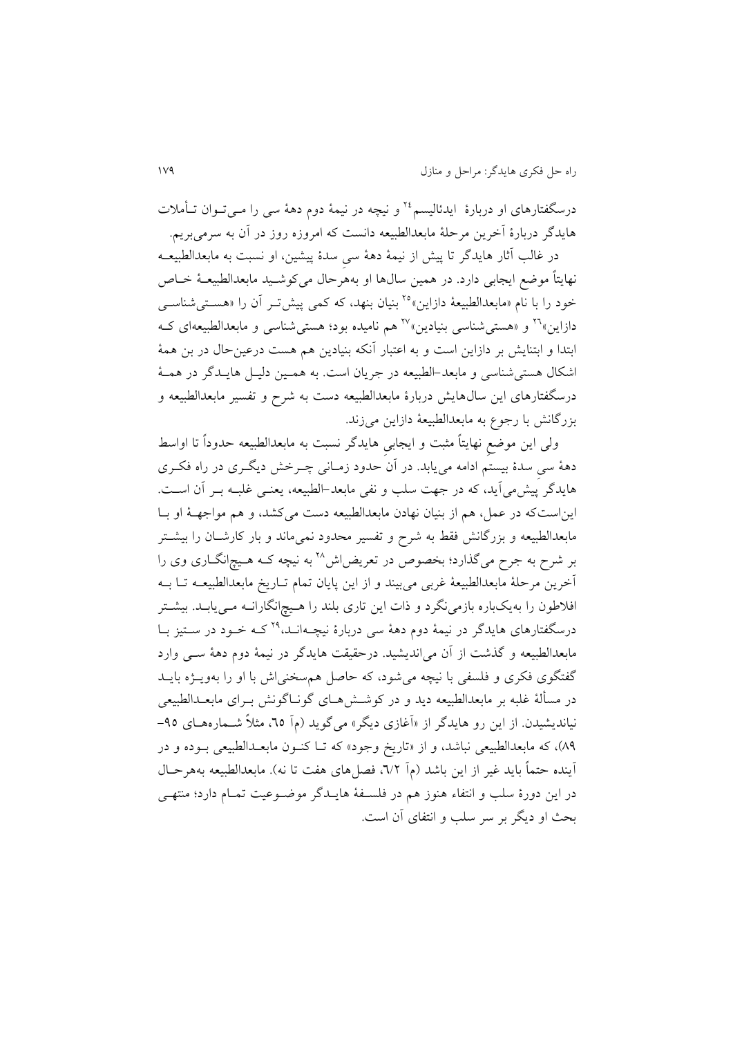درسگفتارهای او دربارهٔ ایدئالیسم[24] و نیچه در نیمهٔ دوم دههٔ سی را مـی‌تـوان تـأملات هایدگر دربارهٔ آخرین مرحلهٔ مابعدالطبیعه دانست که امروزه روز در آن به سرمی‌بریم.

در غالب آثار هایدگر تا پیش از نیمهٔ دههٔ سیِ سدهٔ پیشین، او نسبت به مابعدالطبیعـه نهایتاً موضع ایجابی دارد. در همین سال‌ها او به‌هرحال می‌کوشـید مابعدالطبیعـهٔ خـاص خود را با نام «مابعدالطبیعهٔ دازاین»[25] بنیان بنهد، که کمی پیش‌تـر آن را «هسـتی‌شناسـی دازاین»[26] و «هستی‌شناسی بنیادین»[27] هم نامیده بود؛ هستی‌شناسی و مابعدالطبیعه‌ای کـه ابتدا و ابتنایش بر دازاین است و به اعتبار آنکه بنیادین هم هست درعین‌حال در بن همهٔ اشکال هستی‌شناسی و مابعد-الطبیعه در جریان است. به همـین دلیـل هایـدگر در همـهٔ درسگفتارهای این سال‌هایش دربارهٔ مابعدالطبیعه دست به شرح و تفسیر مابعدالطبیعه و بزرگانش با رجوع به مابعدالطبیعهٔ دازاین می‌زند.

ولی این موضعِ نهایتاً مثبت و ایجابیِ هایدگر نسبت به مابعدالطبیعه حدوداً تا اواسط دههٔ سیِ سدهٔ بیستم ادامه می‌یابد. در آن حدود زمـانی چـرخش دیگـری در راه فکـری هایدگر پیش‌می‌آید، که در جهت سلب و نفی مابعد-الطبیعه، یعنـی غلبـه بـر آن اسـت. این‌است‌که در عمل، هم از بنیان نهادن مابعدالطبیعه دست می‌کشد، و هم مواجهـهٔ او بـا مابعدالطبیعه و بزرگانش فقط به شرح و تفسیر محدود نمی‌ماند و بار کارشـان را بیشـتر بر شرح به جرح می‌گذارد؛ بخصوص در تعریض‌اش[28] به نیچه کـه هـیچ‌انگـاری وی را آخرین مرحلهٔ مابعدالطبیعهٔ غربی می‌بیند و از این پایان تمام تـاریخ مابعدالطبیعـه تـا بـه افلاطون را به‌یک‌باره بازمی‌نگرد و ذات این تاری بلند را هـیچ‌انگارانـه مـی‌یابـد. بیشـتر درسگفتارهای هایدگر در نیمهٔ دوم دههٔ سی دربارهٔ نیچـه‌انـد،[29] کـه خـود در سـتیز بـا مابعدالطبیعه و گذشت از آن می‌اندیشید. درحقیقت هایدگر در نیمهٔ دوم دههٔ سـی وارد گفتگوی فکری و فلسفی با نیچه می‌شود، که حاصل هم‌سخنی‌اش با او را به‌ویـژه بایـد در مسألهٔ غلبه بر مابعدالطبیعه دید و در کوشـش‌هـای گونـاگونش بـرای مابعـدالطبیعی نیاندیشیدن. از این رو هایدگر از «آغازی دیگر» می‌گوید (مآ ٦٥، مثلاً شـماره‌هـای ٩٥-٨٩)، که مابعدالطبیعی نباشد، و از «تاریخ وجود» که تـا کنـون مابعـدالطبیعی بـوده و در آینده حتماً باید غیر از این باشد (مآ ٦/٢، فصل‌های هفت تا نه). مابعدالطبیعه به‌هرحـال در این دورهٔ سلب و انتفاء هنوز هم در فلسـفهٔ هایـدگر موضـوعیت تمـام دارد؛ منتهـی بحث او دیگر بر سر سلب و انتفای آن است.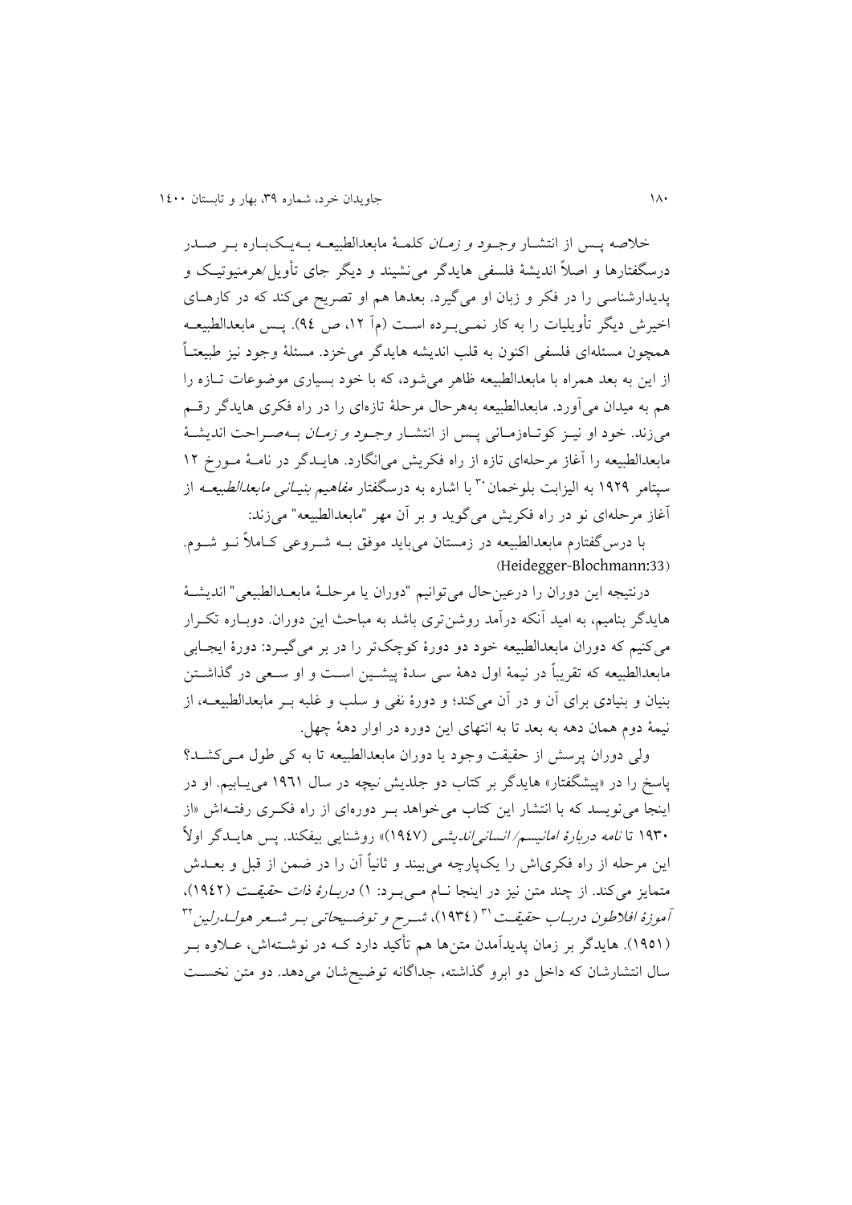خلاصه پس از انتشار *وجود و زمان* کلمهٔ مابعدالطبیعه به‌یک‌باره بر صدر درسگفتارها و اصلاً اندیشهٔ فلسفی هایدگر می‌نشیند و دیگر جای تأویل/هرمنیوتیک و پدیدارشناسی را در فکر و زبان او می‌گیرد. بعدها هم او تصریح می‌کند که در کارهای اخیرش دیگر تأویلیات را به کار نمی‌برده است (مآ ۱۲، ص ۹۴). پس مابعدالطبیعه همچون مسئله‌ای فلسفی اکنون به قلب اندیشه هایدگر می‌خزد. مسئلهٔ وجود نیز طبیعتاً از این به بعد همراه با مابعدالطبیعه ظاهر می‌شود، که با خود بسیاری موضوعات تازه را هم به میدان می‌آورد. مابعدالطبیعه به‌هرحال مرحلهٔ تازه‌ای را در راه فکری هایدگر رقم می‌زند. خود او نیز کوتاه‌زمانی پس از انتشار *وجود و زمان* به‌صراحت اندیشهٔ مابعدالطبیعه را آغاز مرحله‌ای تازه از راه فکریش می‌انگارد. هایدگر در نامهٔ مورخ ۱۲ سپتامر ۱۹۲۹ به الیزابت بلوخمان[30] با اشاره به درسگفتار *مفاهیم بنیانی مابعدالطبیعه* از آغاز مرحله‌ای نو در راه فکریش می‌گوید و بر آن مهر "مابعدالطبیعه" می‌زند:

با درس‌گفتارم مابعدالطبیعه در زمستان می‌باید موفق به شروعی کاملاً نو شوم. (Heidegger-Blochmann:33)

درنتیجه این دوران را درعین‌حال می‌توانیم "دوران یا مرحلهٔ مابعدالطبیعی" اندیشهٔ هایدگر بنامیم، به امید آنکه درآمد روشن‌تری باشد به مباحث این دوران. دوباره تکرار می‌کنیم که دوران مابعدالطبیعه خود دو دورهٔ کوچک‌تر را در بر می‌گیرد: دورهٔ ایجابی مابعدالطبیعه که تقریباً در نیمهٔ اول دههٔ سی سدهٔ پیشین است و او سعی در گذاشتن بنیان و بنیادی برای آن و در آن می‌کند؛ و دورهٔ نفی و سلب و غلبه بر مابعدالطبیعه، از نیمهٔ دوم همان دهه به بعد تا به انتهای این دوره در اوار دهۀ چهل.

ولی دوران پرسش از حقیقت وجود یا دوران مابعدالطبیعه تا به کی طول می‌کشد؟ پاسخ را در «پیشگفتار» هایدگر بر کتاب دو جلدیش *نیچه* در سال ۱۹۶۱ می‌یابیم. او در اینجا می‌نویسد که با انتشار این کتاب می‌خواهد بر دوره‌ای از راه فکری رفته‌اش «از ۱۹۳۰ تا *نامه دربارهٔ امانیسم/ انسانی‌اندیشی* (۱۹۴۷)» روشنایی بیفکند. پس هایدگر اولاً این مرحله از راه فکری‌اش را یک‌پارچه می‌بیند و ثانیاً آن را در ضمن از قبل و بعدش متمایز می‌کند. از چند متن نیز در اینجا نام می‌برد: ۱) *دربارهٔ ذات حقیقت* (۱۹۴۲)، *آموزهٔ افلاطون درباب حقیقت*[31] (۱۹۳۴)، *شرح و توضیحاتی بر شعر هولدرلین*[32] (۱۹۵۱). هایدگر بر زمان پدیدآمدن متن‌ها هم تأکید دارد که در نوشته‌اش، علاوه بر سال انتشارشان که داخل دو ابرو گذاشته، جداگانه توضیحشان می‌دهد. دو متن نخست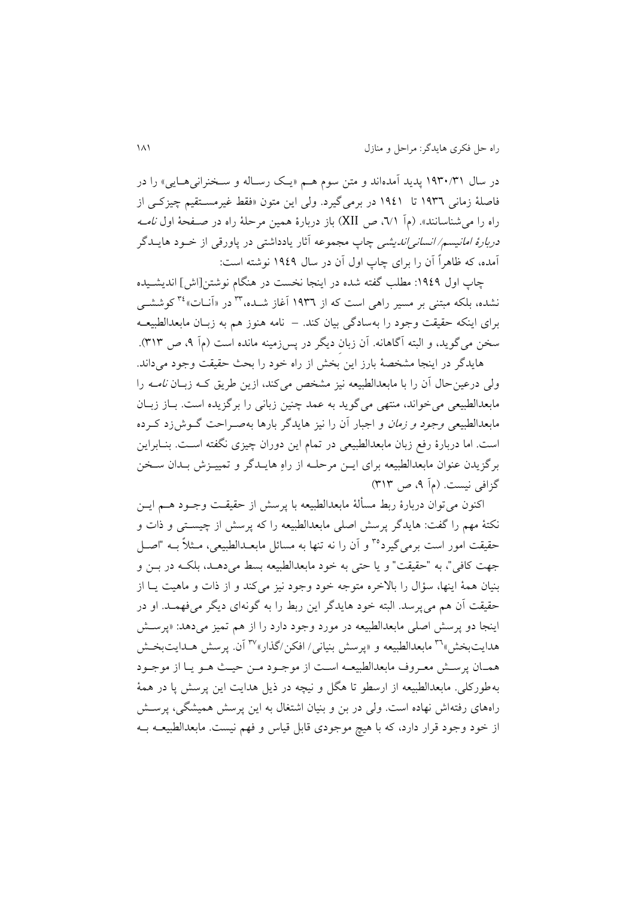در سال ۱۹۳۰/۳۱ پدید آمده‌اند و متن سوم هم «یک رساله و سخنرانی‌هایی» را در فاصلهٔ زمانی ۱۹۳۶ تا ۱۹۴۱ در برمی‌گیرد. ولی این متون «فقط غیرمستقیم چیزکی از راه را می‌شناسانند». (مآ ۶/۱، ص XII) باز دربارهٔ همین مرحلهٔ راه در صفحهٔ اول *نامه دربارهٔ امانیسم/ انسانی‌اندیشی* چاپ مجموعه آثار یادداشتی در پاورقی از خود هایدگر آمده، که ظاهراً آن را برای چاپ اول آن در سال ۱۹۴۹ نوشته است:

چاپ اول ۱۹۴۹: مطلب گفته شده در اینجا نخست در هنگام نوشتن[اش] اندیشیده نشده، بلکه مبتنی بر مسیر راهی است که از ۱۹۳۶ آغاز شده،[33] در «آنات»[34] کوششی برای اینکه حقیقت وجود را به‌سادگی بیان کند. – نامه هنوز هم به زبان مابعدالطبیعه سخن می‌گوید، و البته آگاهانه. آن زبانِ دیگر در پس‌زمینه مانده است (مآ ۹، ص ۳۱۳).

هایدگر در اینجا مشخصهٔ بارز این بخش از راه خود را بحث حقیقت وجود می‌داند. ولی درعین‌حال آن را با مابعدالطبیعه نیز مشخص می‌کند، ازین طریق که زبان *نامه* را مابعدالطبیعی می‌خواند، منتهی می‌گوید به عمد چنین زبانی را برگزیده است. باز زبان مابعدالطبیعی *وجود و زمان* و اجبار آن را نیز هایدگر بارها به‌صراحت گوش‌زد کرده است. اما دربارهٔ رفع زبان مابعدالطبیعی در تمام این دوران چیزی نگفته است. بنابراین برگزیدن عنوان مابعدالطبیعه برای این مرحله از راهِ هایدگر و تمییزش بدان سخن گزافی نیست. (مآ ۹، ص ۳۱۳)

اکنون می‌توان دربارهٔ ربط مسألهٔ مابعدالطبیعه با پرسش از حقیقت وجود هم این نکتهٔ مهم را گفت: هایدگر پرسش اصلی مابعدالطبیعه را که پرسش از چیستی و ذات و حقیقت امور است برمی‌گیرد[35] و آن را نه تنها به مسائل مابعدالطبیعی، مثلاً به "اصل جهت کافی"، به "حقیقت" و یا حتی به خود مابعدالطبیعه بسط می‌دهد، بلکه در بن و بنیان همهٔ اینها، سؤال را بالاخره متوجه خود وجود نیز می‌کند و از ذات و ماهیت یا از حقیقت آن هم می‌پرسد. البته خود هایدگر این ربط را به گونه‌ای دیگر می‌فهمد. او در اینجا دو پرسش اصلی مابعدالطبیعه در مورد وجود دارد را از هم تمیز می‌دهد: «پرسش هدایت‌بخش»[36] مابعدالطبیعه و «پرسش بنیانی/ افکن/گذار»[37] آن. پرسش هدایت‌بخش همان پرسش معروف مابعدالطبیعه است از موجود من حیث هو یا از موجود به‌طورکلی. مابعدالطبیعه از ارسطو تا هگل و نیچه در ذیل هدایت این پرسش پا در همهٔ راه‌های رفته‌اش نهاده است. ولی در بن و بنیان اشتغال به این پرسش همیشگی، پرسش از خود وجود قرار دارد، که با هیچ موجودی قابل قیاس و فهم نیست. مابعدالطبیعه به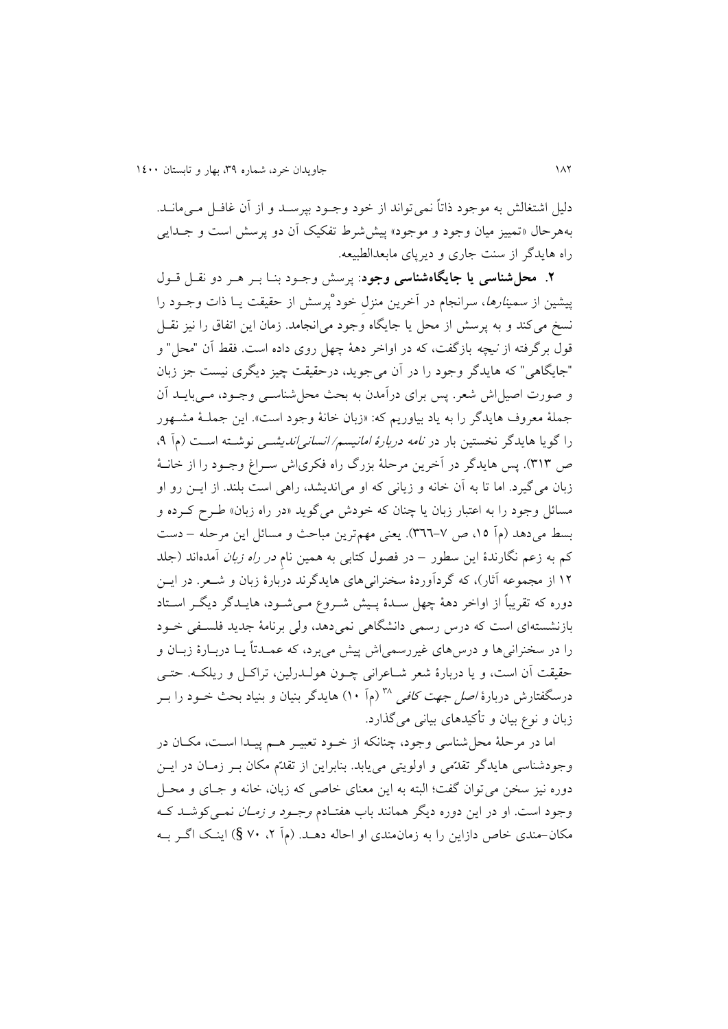دلیل اشتغالش به موجود ذاتاً نمی‌تواند از خود وجـود بپرسـد و از آن غافـل مـی‌مانـد. به‌هرحال «تمییز میان وجود و موجود» پیش‌شرط تفکیک آن دو پرسش است و جـدایی راه هایدگر از سنت جاری و دیرپای مابعدالطبیعه.

**۲. محل‌شناسی یا جایگاه‌شناسی وجود**: پرسش وجـود بنـا بـر هـر دو نقـل قـول پیشین از *سمینارها*، سرانجام در آخرین منزل خودْپرسش از حقیقت یـا ذات وجـود را نسخ می‌کند و به پرسش از محل یا جایگاه وجود می‌انجامد. زمان این اتفاق را نیز نقـل قول برگرفته از نیچه بازگفت، که در اواخر دهۀ چهل روی داده است. فقط آن "محل" و "جایگاهی" که هایدگر وجود را در آن می‌جوید، درحقیقت چیز دیگری نیست جز زبان و صورت اصیل‌اش شعر. پس برای درآمدن به بحث محل‌شناسـی وجـود، مـی‌بایـد آن جملۀ معروف هایدگر را به یاد بیاوریم که: «زبان خانۀ وجود است». این جملـۀ مشـهور را گویا هایدگر نخستین بار در *نامه دربارۀ امانیسم/ انسانی‌اندیشـی* نوشـته اسـت (مآ ۹، ص ۳۱۳). پس هایدگر در آخرین مرحلۀ بزرگ راه فکری‌اش سـراغ وجـود را از خانـۀ زبان می‌گیرد. اما تا به آن خانه و زبانی که او می‌اندیشد، راهی است بلند. از ایـن رو او مسائل وجود را به اعتبار زبان یا چنان که خودش می‌گوید «در راه زبان» طـرح کـرده و بسط می‌دهد (مآ ۱۵، ص ۷-۳٦٦). یعنی مهم‌ترین مباحث و مسائل این مرحله – دست کم به زعم نگارندۀ این سطور – در فصول کتابی به همین نامِ *در راه زبان* آمده‌اند (جلد ۱۲ از مجموعه آثار)، که گردآوردۀ سخنرانی‌های هایدگرند دربارۀ زبان و شـعر. در ایـن دوره که تقریباً از اواخر دهۀ چهل سـدۀ پـیش شـروع مـی‌شـود، هایـدگر دیگـر اسـتاد بازنشسته‌ای است که درس رسمی دانشگاهی نمی‌دهد، ولی برنامۀ جدید فلسـفی خـود را در سخنرانی‌ها و درس‌های غیررسمی‌اش پیش می‌برد، که عمـدتاً یـا دربـارۀ زبـان و حقیقت آن است، و یا دربارۀ شعر شـاعرانی چـون هولـدرلین، تراکـل و ریلکـه. حتـی درسگفتارش دربارۀ *اصل جهت کافی* [۳۸] (مآ ۱۰) هایدگر بنیان و بنیاد بحث خـود را بـر زبان و نوع بیان و تأکیدهای بیانی می‌گذارد.

اما در مرحلۀ محل‌شناسی وجود، چنانکه از خـود تعبیـر هـم پیـدا اسـت، مکـان در وجودشناسی هایدگر تقدّمی و اولویتی می‌یابد. بنابراین از تقدّم مکان بـر زمـان در ایـن دوره نیز سخن می‌توان گفت؛ البته به این معنای خاصی که زبان، خانه و جـای و محـل وجود است. او در این دوره دیگر همانند باب هفتـادم *وجـود و زمـان* نمـی‌کوشـد کـه مکان–مندی خاص دازاین را به زمان‌مندی او احاله دهـد. (مآ ۲، ۷۰ §) اینـک اگـر بـه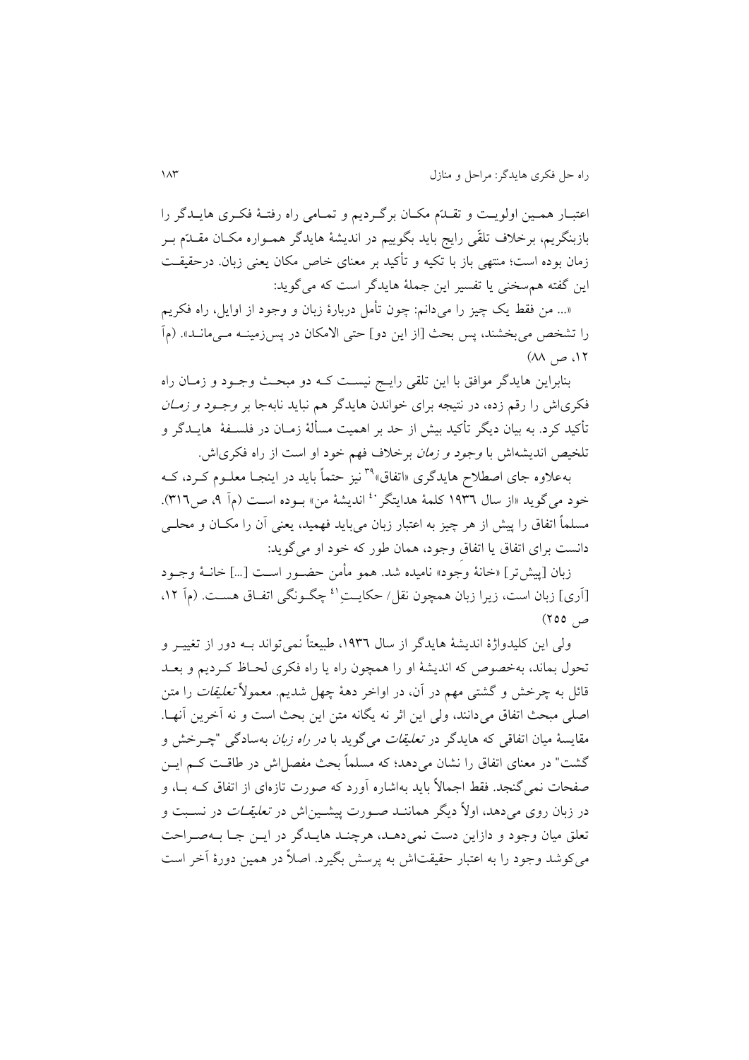اعتبـار همـین اولویـت و تقـدّم مکـان برگـردیم و تمـامی راه رفتـهٔ فکـری هایـدگر را بازبنگریم، برخلاف تلقّی رایج باید بگوییم در اندیشهٔ هایدگر همـواره مکـان مقـدّم بـر زمان بوده است؛ منتهی باز با تکیه و تأکید بر معنای خاص مکان یعنی زبان. درحقیقـت این گفته همسخنی یا تفسیر این جملهٔ هایدگر است که می‌گوید:

«... من فقط یک چیز را می‌دانم: چون تأمل دربارهٔ زبان و وجود از اوایل، راه فکریم را تشخص می‌بخشند، پس بحث [از این دو] حتی الامکان در پس‌زمینـه مـی‌مانـد». (مآ ۱۲، ص ۸۸)

بنابراین هایدگر موافق با این تلقی رایـج نیسـت کـه دو مبحـث وجـود و زمـان راه فکری‌اش را رقم زده، در نتیجه برای خواندن هایدگر هم نباید نابه‌جا بر *وجـود و زمـان* تأکید کرد. به بیان دیگر تأکید بیش از حد بر اهمیت مسألهٔ زمـان در فلسـفهٔ هایـدگر و تلخیص اندیشه‌اش با *وجود و زمان* برخلاف فهم خود او است از راه فکری‌اش.

به‌علاوه جای اصطلاح هایدگری «اتفاق»[39] نیز حتماً باید در اینجـا معلـوم کـرد، کـه خود می‌گوید «از سال ۱۹۳۶ کلمهٔ هدایتگر[40] اندیشهٔ من» بـوده اسـت (مآ ۹، ص۳۱۶). مسلماً اتفاق را پیش از هر چیز به اعتبار زبان می‌باید فهمید، یعنی آن را مکـان و محلـی دانست برای اتفاق یا اتفاقِ وجود، همان طور که خود او می‌گوید:

زبان [پیش‌تر] «خانهٔ وجود» نامیده شد. همو مأمن حضـور اسـت [...] خانـهٔ وجـود [آری] زبان است، زیرا زبان همچون نقل/ حکایـتِ[41] چگـونگی اتفـاق هسـت. (مآ ۱۲، ص ۲۵۵)

ولی این کلیدواژهٔ اندیشهٔ هایدگر از سال ۱۹۳۶، طبیعتاً نمی‌تواند بـه دور از تغییـر و تحول بماند، به‌خصوص که اندیشهٔ او را همچون راه یا راه فکری لحـاظ کـردیم و بعـد قائل به چرخش و گشتی مهم در آن، در اواخر دههٔ چهل شدیم. معمولاً *تعلیقات* را متن اصلی مبحث اتفاق می‌دانند، ولی این اثر نه یگانه متن این بحث است و نه آخرین آنهـا. مقایسهٔ میان اتفاقی که هایدگر در *تعلیقات* می‌گوید با *در راه زبان* به‌سادگی "چـرخش و گشت" در معنای اتفاق را نشان می‌دهد؛ که مسلماً بحث مفصل‌اش در طاقـت کـم ایـن صفحات نمی‌گنجد. فقط اجمالاً باید به‌اشاره آورد که صورت تازه‌ای از اتفاق کـه بـا، و در زبان روی می‌دهد، اولاً دیگر هماننـد صـورت پیشـین‌اش در *تعلیقـات* در نسـبت و تعلق میان وجود و دازاین دست نمی‌دهـد، هرچنـد هایـدگر در ایـن جـا بـه‌صـراحت می‌کوشد وجود را به اعتبار حقیقت‌اش به پرسش بگیرد. اصلاً در همین دورهٔ آخر است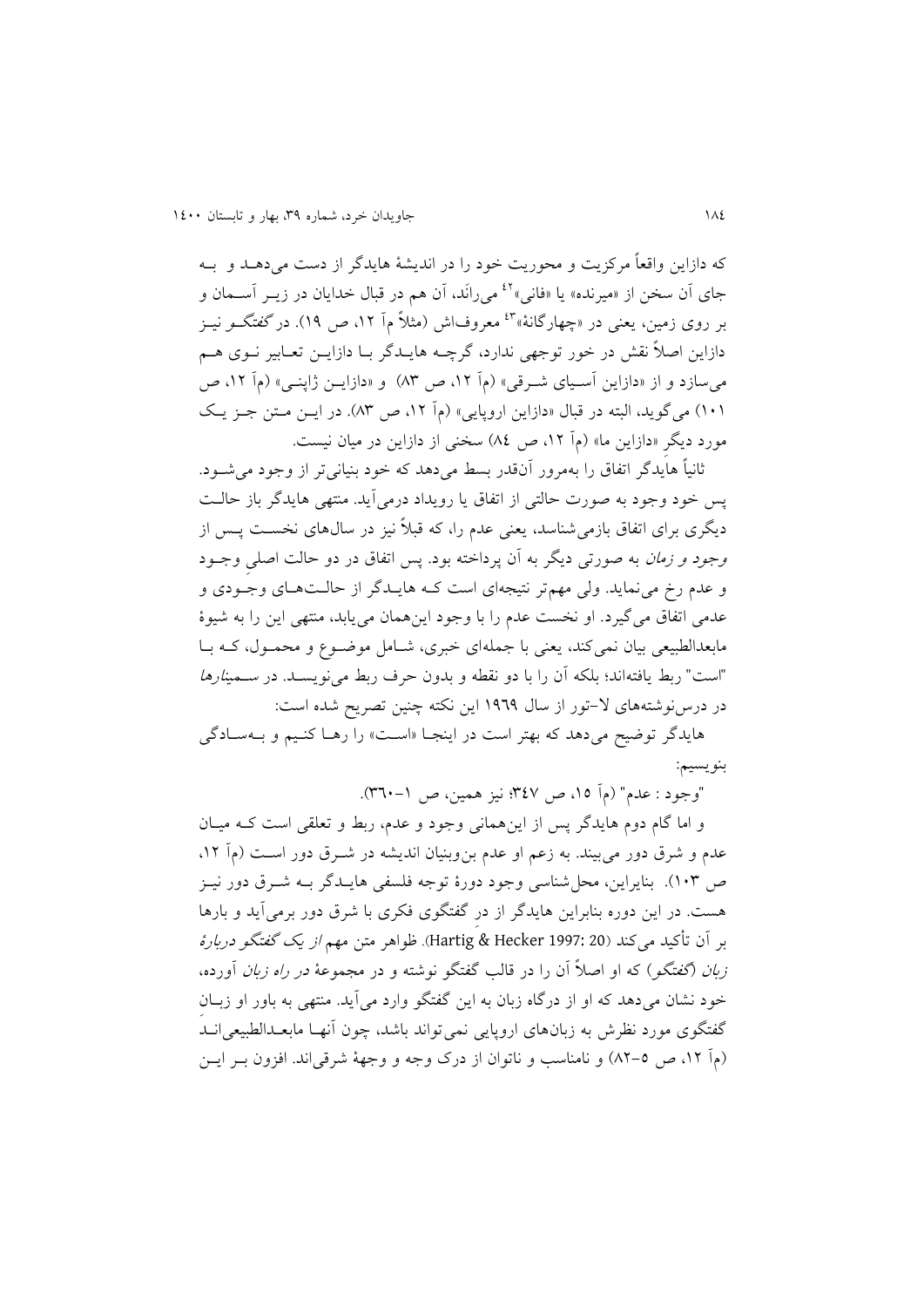که دازاین واقعاً مرکزیت و محوریت خود را در اندیشهٔ هایدگر از دست می‌دهـد و بـه جای آن سخن از «میرنده» یا «فانی»[42] می‌رانَد، آن هم در قبال خدایان در زیـر آسـمان و بر روی زمین، یعنی در «چهارگانهٔ»[43] معروف‌اش (مثلاً مآ ۱۲، ص ۱۹). در *گفتگـو* نیـز دازاین اصلاً نقش در خور توجهی ندارد، گرچـه هایـدگر بـا دازایـن تعـابیر نـوی هـم می‌سازد و از «دازاین آسـیای شـرقی» (مآ ۱۲، ص ۸۳) و «دازایـن ژاپنـی» (مآ ۱۲، ص ۱۰۱) می‌گوید، البته در قبال «دازاین اروپایی» (مآ ۱۲، ص ۸۳). در ایـن مـتن جـز یـک مورد دیگر «دازاین ما» (مآ ۱۲، ص ۸٤) سخنی از دازاین در میان نیست.

ثانیاً هایدگر اتفاق را به‌مرور آن‌قدر بسط می‌دهد که خود بنیانی‌تر از وجود می‌شـود. پس خود وجود به صورت حالتی از اتفاق یا رویداد درمی‌آید. منتهی هایدگر باز حالـت دیگری برای اتفاق بازمی‌شناسد، یعنی عدم را، که قبلاً نیز در سال‌های نخسـت پـس از *وجود و زمان* به صورتی دیگر به آن پرداخته بود. پس اتفاق در دو حالت اصلیِ وجـود و عدم رخ می‌نماید. ولی مهم‌تر نتیجه‌ای است کـه هایـدگر از حالـت‌هـای وجـودی و عدمی اتفاق می‌گیرد. او نخست عدم را با وجود این‌همان می‌یابد، منتهی این را به شیوهٔ مابعدالطبیعی بیان نمی‌کند، یعنی با جمله‌ای خبری، شـامل موضـوع و محمـول، کـه بـا "است" ربط یافته‌اند؛ بلکه آن را با دو نقطه و بدون حرف ربط می‌نویسـد. در *سـمینارها* در درس‌نوشته‌های لا-تور از سال ۱۹٦۹ این نکته چنین تصریح شده است:

هایدگر توضیح می‌دهد که بهتر است در اینجـا «اسـت» را رهـا کنـیم و بـه‌سـادگی بنویسیم:

"وجود : عدم" (مآ ۱۵، ص ۳٤۷؛ نیز همین، ص ۱-۳٦۰).

و اما گام دوم هایدگر پس از این‌همانی وجود و عدم، ربط و تعلقی است کـه میـان عدم و شرق دور می‌بیند. به زعم او عدم بن‌وبنیان اندیشه در شـرق دور اسـت (مآ ۱۲، ص ۱۰۳). بنابراین، محل‌شناسی وجود دورهٔ توجه فلسفی هایـدگر بـه شـرق دور نیـز هست. در این دوره بنابراین هایدگر از درِ گفتگوی فکری با شرق دور برمی‌آید و بارها بر آن تأکید می‌کند (Hartig & Hecker 1997: 20). ظواهر متن مهم *از یک گفتگو دربارهٔ زبان* (*گفتگو*) که او اصلاً آن را در قالب گفتگو نوشته و در مجموعهٔ *در راه زبان* آورده، خود نشان می‌دهد که او از درگاه زبان به این گفتگو وارد می‌آید. منتهی به باور او زبـانِ گفتگوی مورد نظرش به زبان‌های اروپایی نمی‌تواند باشد، چون آنهـا مابعـدالطبیعی‌انـد (مآ ۱۲، ص ۵-۸۲) و نامناسب و ناتوان از درک وجه و وجههٔ شرقی‌اند. افزون بـر ایـن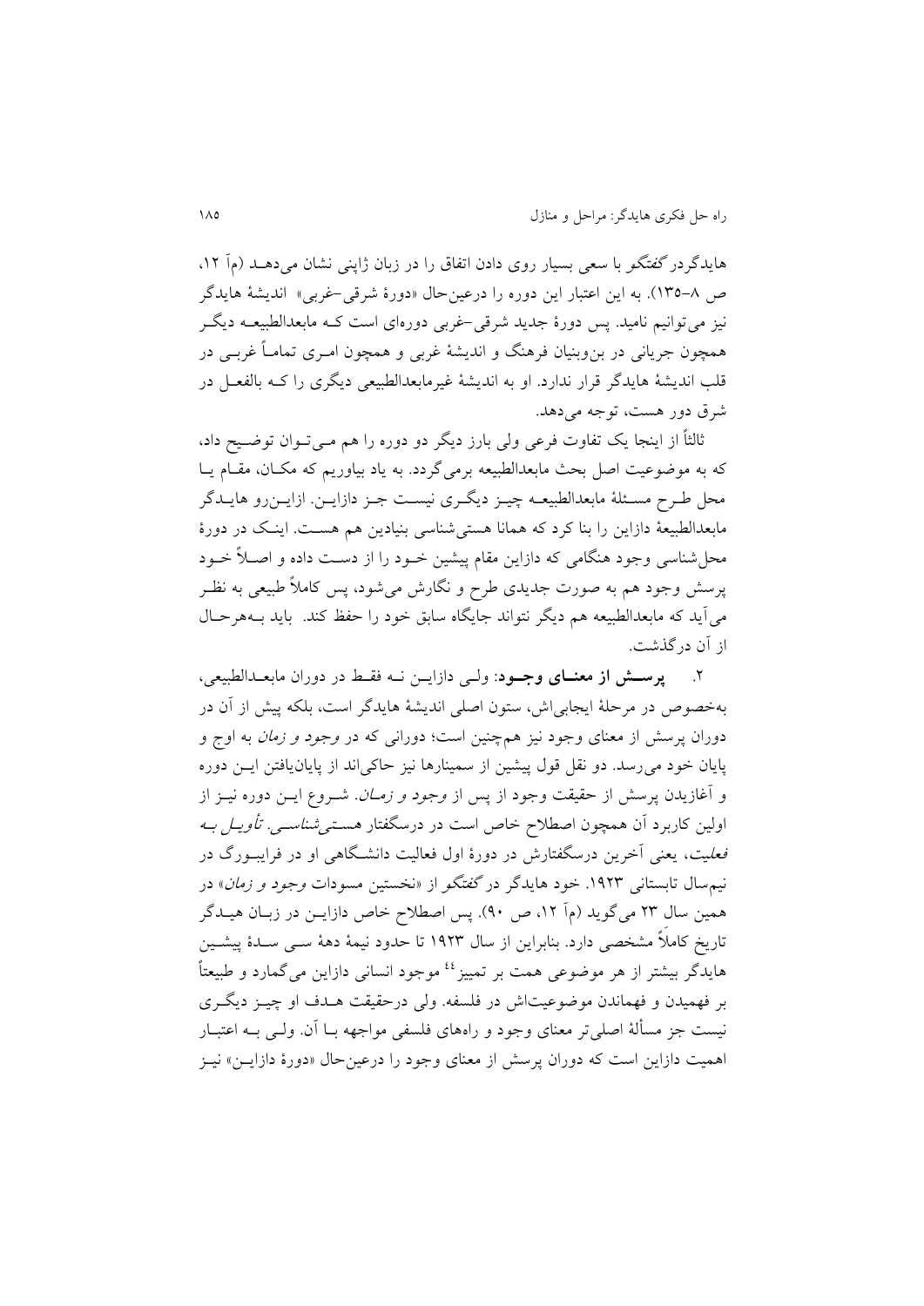هایدگردر *گفتگو* با سعی بسیار روی دادن اتفاق را در زبان ژاپنی نشان می‌دهـد (مآ ۱۲، ص ۸–۱۳۵). به این اعتبار این دوره را درعین‌حال «دورۀ شرقی–غربی» اندیشۀ هایدگر نیز می‌توانیم نامید. پس دورۀ جدید شرقی–غربی دوره‌ای است کـه مابعدالطبیعـه دیگـر همچون جریانی در بن‌وبنیان فرهنگ و اندیشۀ غربی و همچون امـری تماماً غربـی در قلب اندیشۀ هایدگر قرار ندارد. او به اندیشۀ غیرمابعدالطبیعی دیگری را کـه بالفعـل در شرق دور هست، توجه می‌دهد.

ثالثاً از اینجا یک تفاوت فرعی ولی بارز دیگر دو دوره را هم مـی‌تـوان توضـیح داد، که به موضوعیت اصل بحث مابعدالطبیعه برمی‌گردد. به یاد بیاوریم که مکـان، مقـام یـا محل طـرح مسـئلۀ مابعدالطبیعـه چیـز دیگـری نیسـت جـز دازایـن. ازایـن‌رو هایـدگر مابعدالطبیعۀ دازاین را بنا کرد که همانا هستی‌شناسی بنیادین هم هسـت. اینـک در دورۀ محل‌شناسی وجود هنگامی که دازاین مقام پیشین خـود را از دسـت داده و اصـلاً خـود پرسش وجود هم به صورت جدیدی طرح و نگارش می‌شود، پس کاملاً طبیعی به نظـر می‌آید که مابعدالطبیعه هم دیگر نتواند جایگاه سابق خود را حفظ کند. باید بـه‌هرحـال از آن درگذشت.

۲. **پرسـش از معنـای وجـود**: ولـی دازایـن نـه فقـط در دوران مابعـدالطبیعی، به‌خصوص در مرحلۀ ایجابی‌اش، ستون اصلی اندیشۀ هایدگر است، بلکه پیش از آن در دوران پرسش از معنای وجود نیز هم‌چنین است؛ دورانی که در *وجود و زمان* به اوج و پایان خود می‌رسد. دو نقل قول پیشین از سمینارها نیز حاکی‌اند از پایان‌یافتن ایـن دوره و آغازیدن پرسش از حقیقت وجود از پس از *وجود و زمـان*. شـروع ایـن دوره نیـز از اولین کاربرد آن همچون اصطلاح خاص است در درسگفتار *هسـتی‌شناسـی. تأویـل بـه فعلیت*، یعنی آخرین درسگفتارش در دورۀ اول فعالیت دانشـگاهی او در فرایبـورگ در نیم‌سال تابستانی ۱۹۲۳. خود هایدگر در *گفتگو* از «نخستین مسودات *وجود و زمان*» در همین سال ۲۳ می‌گوید (مآ ۱۲، ص ۹۰). پس اصطلاح خاص دازایـن در زبـان هیـدگر تاریخ کاملاً مشخصی دارد. بنابراین از سال ۱۹۲۳ تا حدود نیمۀ دهۀ سـی سـدۀ پیشـین هایدگر بیشتر از هر موضوعی همت بر تمییز[44] موجود انسانی دازاین می‌گمارد و طبیعتاً بر فهمیدن و فهماندن موضوعیت‌اش در فلسفه. ولی درحقیقت هـدف او چیـز دیگـری نیست جز مسألۀ اصلی‌تر معنای وجود و راه‌های فلسفی مواجهه بـا آن. ولـی بـه اعتبـار اهمیت دازاین است که دوران پرسش از معنای وجود را درعین‌حال «دورۀ دازایـن» نیـز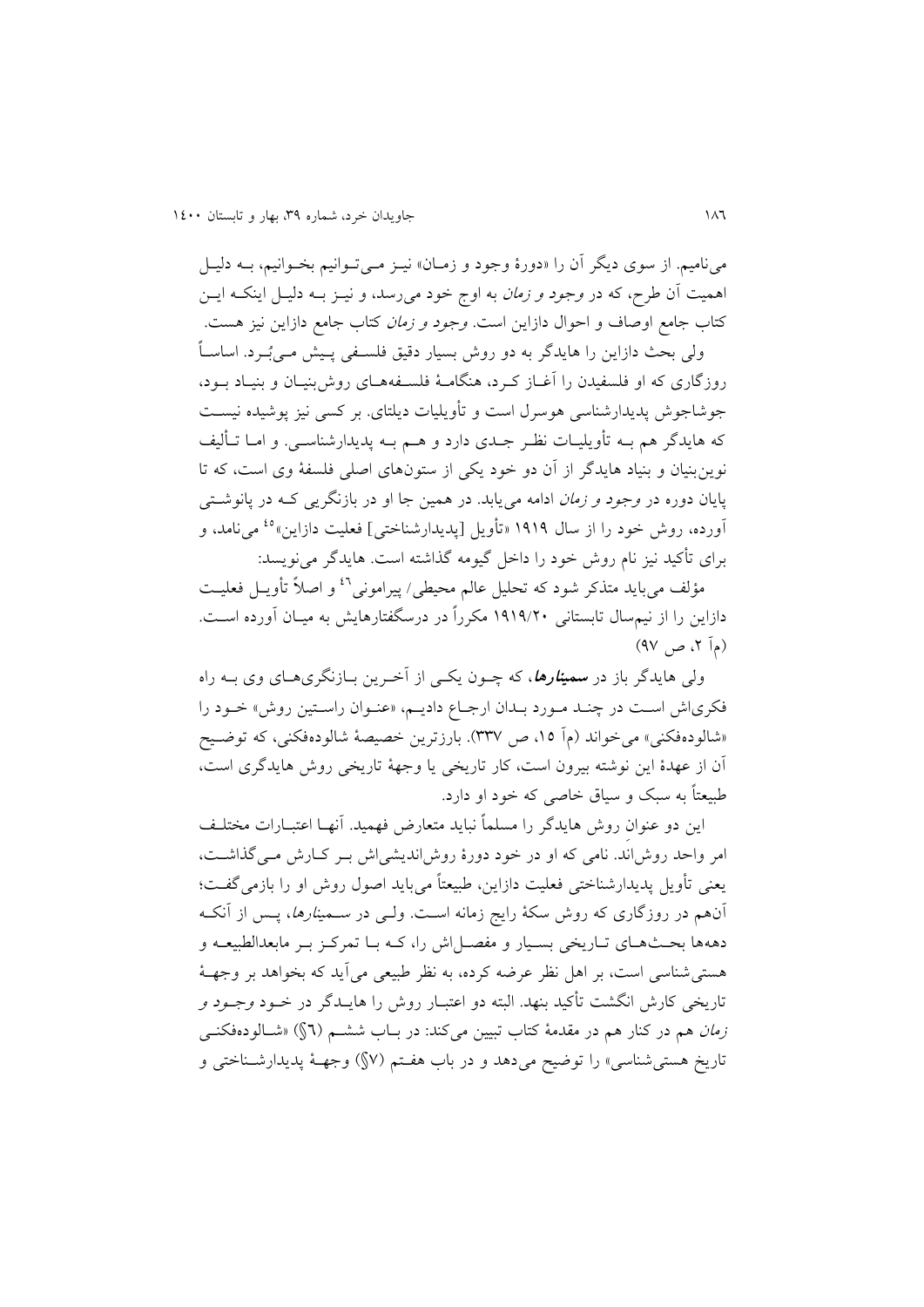می‌نامیم. از سوی دیگر آن را «دورهٔ وجود و زمان» نیز می‌توانیم بخوانیم، به دلیل اهمیت آن طرح، که در *وجود و زمان* به اوج خود می‌رسد، و نیز به دلیل اینکه این کتاب جامع اوصاف و احوال دازاین است. *وجود و زمان* کتاب جامع دازاین نیز هست.

ولی بحث دازاین را هایدگر به دو روش بسیار دقیق فلسفی پیش می‌بُرد. اساساً روزگاری که او فلسفیدن را آغاز کرد، هنگامهٔ فلسفه‌های روش‌بنیان و بنیاد بود، جوشاجوش پدیدارشناسی هوسرل است و تأویلیات دیلتای. بر کسی نیز پوشیده نیست که هایدگر هم به تأویلیات نظر جدی دارد و هم به پدیدارشناسی. و اما تألیف نوین‌بنیان و بنیاد هایدگر از آن دو خود یکی از ستون‌های اصلی فلسفهٔ وی است، که تا پایان دوره در *وجود و زمان* ادامه می‌یابد. در همین جا او در بازنگریی که در پانوشتی آورده، روش خود را از سال ۱۹۱۹ «تأویل [پدیدارشناختی] فعلیت دازاین»[45] می‌نامد، و برای تأکید نیز نام روش خود را داخل گیومه گذاشته است. هایدگر می‌نویسد:

مؤلف می‌باید متذکر شود که تحلیل عالم محیطی/ پیرامونی[46] و اصلاً تأویل فعلیت دازاین را از نیم‌سال تابستانی ۱۹۱۹/۲۰ مکرراً در درسگفتارهایش به میان آورده است. (مآ ۲، ص ۹۷)

ولی هایدگر باز در ***سمینارها***، که چون یکی از آخرین بازنگری‌های وی به راه فکری‌اش است در چند مورد بدان ارجاع دادیم، «عنوان راستین روش» خود را «شالوده‌فکنی» می‌خواند (مآ ۱۵، ص ۳۳۷). بارزترین خصیصهٔ شالوده‌فکنی، که توضیح آن از عهدهٔ این نوشته بیرون است، کار تاریخی یا وجههٔ تاریخی روش هایدگری است، طبیعتاً به سبک و سیاق خاصی که خود او دارد.

این دو عنوان روش هایدگر را مسلماً نباید متعارض فهمید. آنها اعتبارات مختلف امر واحد روش‌اَند. نامی که او در خود دورهٔ روش‌اندیشی‌اش بر کارش می‌گذاشت، یعنی تأویل پدیدارشناختی فعلیت دازاین، طبیعتاً می‌باید اصول روش او را بازمی‌گفت؛ آن‌هم در روزگاری که روش سکهٔ رایج زمانه است. ولی در *سمینارها*، پس از آنکه دهه‌ها بحث‌های تاریخی بسیار و مفصل‌اش را، که با تمرکز بر مابعدالطبیعه و هستی‌شناسی است، بر اهل نظر عرضه کرده، به نظر طبیعی می‌آید که بخواهد بر وجههٔ تاریخی کارش انگشت تأکید بنهد. البته دو اعتبار روش را هایدگر در خود *وجود و زمان* هم در کنار هم در مقدمهٔ کتاب تبیین می‌کند: در باب ششم (۶§) «شالوده‌فکنی تاریخ هستی‌شناسی» را توضیح می‌دهد و در باب هفتم (۷§) وجههٔ پدیدارشناختی و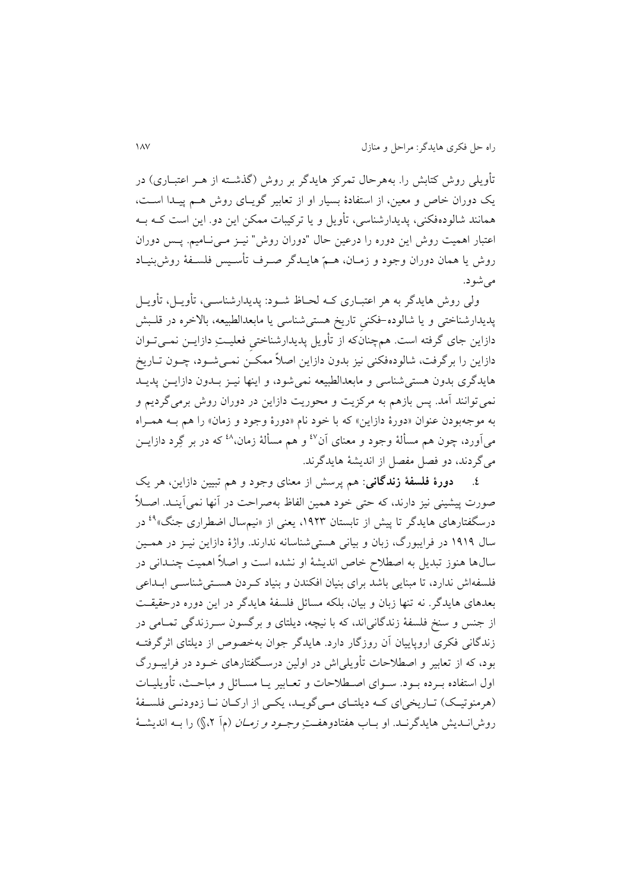تأویلی روش کتابش را. به‌هرحال تمرکز هایدگر بر روش (گذشته از هر اعتباری) در یک دوران خاص و معین، از استفادهٔ بسیار او از تعابیر گویای روش هم پیدا است، همانند شالوده‌فکنی، پدیدارشناسی، تأویل و یا ترکیبات ممکن این دو. این است که به اعتبار اهمیت روش این دوره را درعین حال "دوران روش" نیز می‌نامیم. پس دوران روش یا همان دوران وجود و زمان، همّ هایدگر صرف تأسیس فلسفهٔ روش‌بنیاد می‌شود.

ولی روش هایدگر به هر اعتباری که لحاظ شود: پدیدارشناسی، تأویل، تأویل پدیدارشناختی و یا شالوده–فکنیِ تاریخ هستی‌شناسی یا مابعدالطبیعه، بالاخره در قلبش دازاین جای گرفته است. هم‌چنان‌که از تأویل پدیدارشناختیِ فعلیتِ دازاین نمی‌توان دازاین را برگرفت، شالوده‌فکنی نیز بدون دازاین اصلاً ممکن نمی‌شود، چون تاریخ هایدگری بدون هستی‌شناسی و مابعدالطبیعه نمی‌شود، و اینها نیز بدون دازاین پدید نمی‌توانند آمد. پس بازهم به مرکزیت و محوریت دازاین در دوران روش برمی‌گردیم و به موجه‌بودن عنوان «دورهٔ دازاین» که با خود نام «دورهٔ وجود و زمان» را هم به همراه می‌آورد، چون هم مسألهٔ وجود و معنای آن[47] و هم مسألهٔ زمان،[48] که در بر گِرد دازاین می‌گردند، دو فصل مفصل از اندیشهٔ هایدگرند.

۴. **دورهٔ فلسفهٔ زندگانی**: هم پرسش از معنای وجود و هم تبیین دازاین، هر یک صورت پیشینی نیز دارند، که حتی خود همین الفاظ به‌صراحت در آنها نمی‌آیند. اصلاً درسگفتارهای هایدگر تا پیش از تابستان ۱۹۲۳، یعنی از «نیم‌سال اضطراری جنگ»[49] در سال ۱۹۱۹ در فرایبورگ، زبان و بیانی هستی‌شناسانه ندارند. واژهٔ دازاین نیز در همین سال‌ها هنوز تبدیل به اصطلاح خاص اندیشهٔ او نشده است و اصلاً اهمیت چندانی در فلسفه‌اش ندارد، تا مبنایی باشد برای بنیان افکندن و بنیاد کردن هستی‌شناسی ابداعی بعدهای هایدگر. نه تنها زبان و بیان، بلکه مسائل فلسفهٔ هایدگر در این دوره درحقیقت از جنس و سنخ فلسفهٔ زندگانی‌اند، که با نیچه، دیلتای و برگسون سرزندگی تمامی در زندگانی فکری اروپاییان آن روزگار دارد. هایدگر جوان به‌خصوص از دیلتای اثرگرفته بود، که از تعابیر و اصطلاحات تأویلی‌اش در اولین درسگفتارهای خود در فرایبورگ اول استفاده برده بود. سوای اصطلاحات و تعابیر یا مسائل و مباحث، تأویلیات (هرمنوتیک) تاریخی‌ای که دیلتای می‌گوید، یکی از ارکان نا زدودنی فلسفهٔ روش‌اندیش هایدگرند. او باب هفتادوهفتِ *وجود و زمان* (مآ ۲،§) را به اندیشهٔ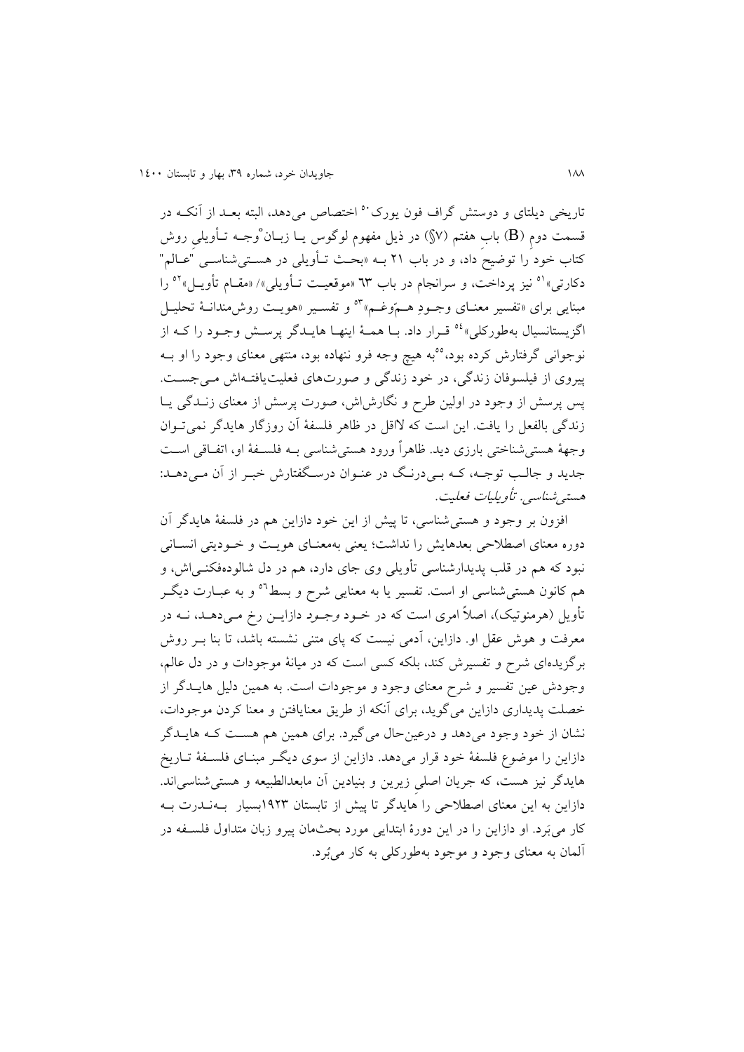تاریخی دیلتای و دوستش گراف فون یورک[50] اختصاص می‌دهد، البته بعد از آنکه در قسمت دوم (B) بابِ هفتم (§۷) در ذیل مفهوم لوگوس یا زبان وجه تأویلیِ روش کتاب خود را توضیح داد، و در باب ۲۱ به «بحث تأویلی در هستی‌شناسی "عالم" دکارتی»[51] نیز پرداخت، و سرانجام در باب ۶۳ «موقعیت تأویلی»/ «مقام تأویل»[52] را مبنایی برای «تفسیر معنای وجودِ هم‌ّوغم»[53] و تفسیر «هویت روش‌مندانهٔ تحلیل اگزیستانسیال به‌طورکلی»[54] قرار داد. با همهٔ اینها هایدگر پرسش وجود را که از نوجوانی گرفتارش کرده بود،[55] به هیچ وجه فرو ننهاده بود، منتهی معنای وجود را او به پیروی از فیلسوفان زندگی، در خود زندگی و صورت‌های فعلیت‌یافته‌اش می‌جست. پس پرسش از وجود در اولین طرح و نگارش‌اش، صورت پرسش از معنای زندگی یا زندگی بالفعل را یافت. این است که لااقل در ظاهر فلسفهٔ آن روزگار هایدگر نمی‌توان وجههٔ هستی‌شناختی بارزی دید. ظاهراً ورود هستی‌شناسی به فلسفهٔ او، اتفاقی است جدید و جالب توجه، که بی‌درنگ در عنوان درسگفتارش خبر از آن می‌دهد: *هستی‌شناسی. تأویلیات فعلیت.*

افزون بر وجود و هستی‌شناسی، تا پیش از این خود دازاین هم در فلسفهٔ هایدگر آن دوره معنای اصطلاحی بعدهایش را نداشت؛ یعنی به‌معنای هویت و خودیتی انسانی نبود که هم در قلب پدیدارشناسی تأویلی وی جای دارد، هم در دل شالوده‌فکنی‌اش، و هم کانون هستی‌شناسی او است. تفسیر یا به معنایی شرح و بسط[56] و به عبارت دیگر تأویل (هرمنوتیک)، اصلاً امری است که در خود وجود دازاین رخ می‌دهد، نه در معرفت و هوش عقل او. دازاین، آدمی نیست که پای متنی نشسته باشد، تا بنا بر روش برگزیده‌ای شرح و تفسیرش کند، بلکه کسی است که در میانهٔ موجودات و در دل عالم، وجودش عین تفسیر و شرح معنای وجود و موجودات است. به همین دلیل هایدگر از خصلت پدیداری دازاین می‌گوید، برای آنکه از طریق معنایافتن و معنا کردن موجودات، نشان از خود وجود می‌دهد و درعین‌حال می‌گیرد. برای همین هم هست که هایدگر دازاین را موضوع فلسفهٔ خود قرار می‌دهد. دازاین از سوی دیگر مبنای فلسفهٔ تاریخ هایدگر نیز هست، که جریان اصلیِ زیرین و بنیادین آن مابعدالطبیعه و هستی‌شناسی‌اند. دازاین به این معنای اصطلاحی را هایدگر تا پیش از تابستان ۱۹۲۳بسیار به‌ندرت به کار می‌بَرد. او دازاین را در این دورهٔ ابتدایی مورد بحث‌مان پیرو زبان متداول فلسفه در آلمان به معنای وجود و موجود به‌طورکلی به کار می‌بُرد.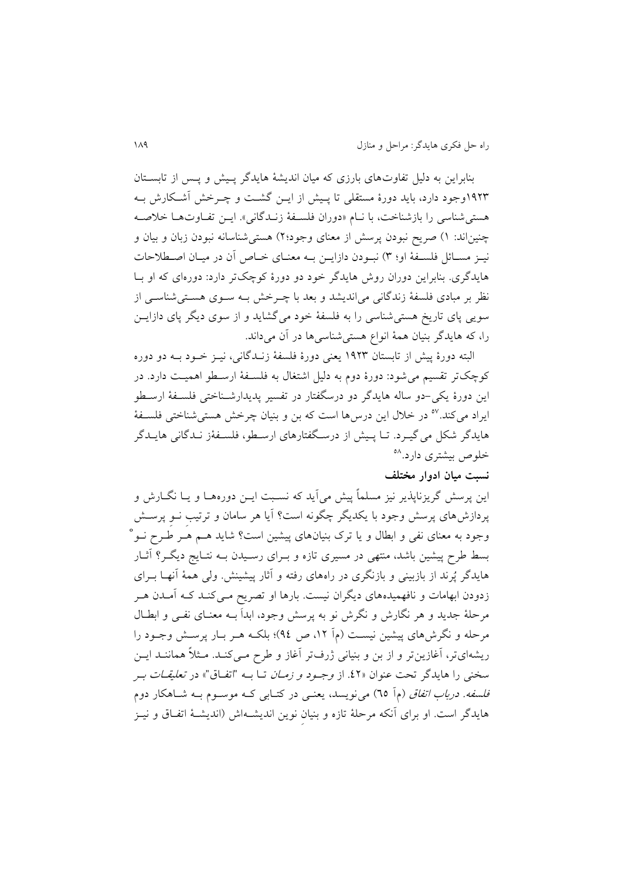بنابراین به دلیل تفاوت‌های بارزی که میان اندیشهٔ هایدگر پیش و پس از تابستان ۱۹۲۳وجود دارد، باید دورهٔ مستقلی تا پیش از این گشت و چرخش آشکارش به هستی‌شناسی را بازشناخت، با نام «دوران فلسفهٔ زندگانی». این تفاوت‌ها خلاصه چنین‌اند: ۱) صریح نبودن پرسش از معنای وجود؛۲) هستی‌شناسانه نبودن زبان و بیان و نیز مسائل فلسفهٔ او؛ ۳) نبودن دازاین به معنای خاص آن در میان اصطلاحات هایدگری. بنابراین دوران روش هایدگر خود دو دورهٔ کوچک‌تر دارد: دوره‌ای که او با نظر بر مبادی فلسفهٔ زندگانی می‌اندیشد و بعد با چرخش به سوی هستی‌شناسی از سویی پای تاریخ هستی‌شناسی را به فلسفهٔ خود می‌گشاید و از سوی دیگر پای دازاین را، که هایدگر بنیان همهٔ انواع هستی‌شناسی‌ها در آن می‌داند.

البته دورهٔ پیش از تابستان ۱۹۲۳ یعنی دورهٔ فلسفهٔ زندگانی، نیز خود به دو دوره کوچک‌تر تقسیم می‌شود: دورهٔ دوم به دلیل اشتغال به فلسفهٔ ارسطو اهمیت دارد. در این دورهٔ یکی–دو ساله هایدگر دو درسگفتار در تفسیر پدیدارشناختی فلسفهٔ ارسطو ایراد می‌کند.[57] در خلال این درس‌ها است که بن و بنیان چرخش هستی‌شناختی فلسفهٔ هایدگر شکل می‌گیرد. تا پیش از درسگفتارهای ارسطو، فلسفهٔز ندگانی هایدگر خلوص بیشتری دارد.[58]

**نسبت میان ادوار مختلف**

این پرسش گریزناپذیر نیز مسلماً پیش می‌آید که نسبت این دوره‌ها و یا نگارش و پردازش‌های پرسش وجود با یکدیگر چگونه است؟ آیا هر سامان و ترتیبِ نوِ پرسش وجود به معنای نفی و ابطال و یا ترک بنیان‌های پیشین است؟ شاید هم هر طرح نوْ بسط طرح پیشین باشد، منتهی در مسیری تازه و برای رسیدن به نتایج دیگر؟ آثار هایدگر پُرند از بازبینی و بازنگری در راه‌های رفته و آثار پیشینش. ولی همهٔ آنها برای زدودن ابهامات و نافهمیده‌های دیگران نیست. بارها او تصریح می‌کند که آمدن هر مرحلهٔ جدید و هر نگارش و نگرش نو به پرسش وجود، ابداً به معنای نفی و ابطال مرحله و نگرش‌های پیشین نیست (مآ ۱۲، ص ۹۴)؛ بلکه هر بار پرسش وجود را ریشه‌ای‌تر، آغازین‌تر و از بن و بنیانی ژرف‌تر آغاز و طرح می‌کند. مثلاً همانند این سخنی را هایدگر تحت عنوان «۴۲. از *وجود و زمان* تا به "اتفاق"» در *تعلیقات بر فلسفه. درباب اتفاق* (مآ ۶۵) می‌نویسد، یعنی در کتابی که موسوم به شاهکار دوم هایدگر است. او برای آنکه مرحلهٔ تازه و بنیانِ نوین اندیشه‌اش (اندیشهٔ اتفاق و نیز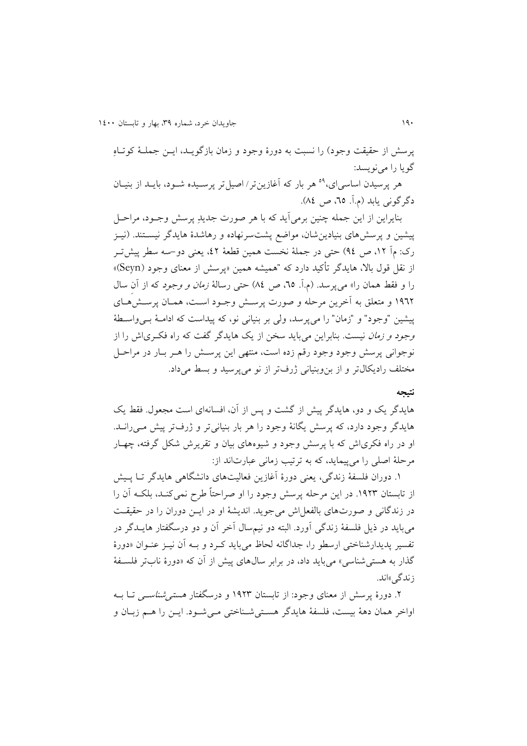پرسش از حقیقت وجود) را نسبت به دورهٔ وجود و زمان بازگوید، این جملهٔ کوتاهِ گویا را می‌نویسد:

هر پرسیدن اساسی‌ای،[59] هر بار که آغازین‌تر/ اصیل‌تر پرسیده شود، باید از بنیان دگرگونی یابد (م.آ. ٦٥، ص ٨٤).

بنابراین از این جمله چنین برمی‌آید که با هر صورت جدیدِ پرسش وجود، مراحل پیشین و پرسش‌های بنیادین‌شان، مواضع پشت‌سرنهاده و رهاشدهٔ هایدگر نیستند. (نیز رک: م‌آ ١٢، ص ٩٤) حتی در جملهٔ نخست همین قطعهٔ ٤٢، یعنی دو–سه سطر پیش‌تر از نقل قول بالا، هایدگر تأکید دارد که "همیشه همین «پرسش از معنای وجود (Seyn)» را و فقط همان را» می‌پرسد. (م.آ. ٦٥، ص ٨٤) حتی رسالهٔ *زمان و وجود* که از آن سال ١٩٦٢ و متعلق به آخرین مرحله و صورت پرسش وجود است، همان پرسش‌های پیشین "وجود" و "زمان" را می‌پرسد، ولی بر بنیانی نو، که پیداست که ادامهٔ بی‌واسطهٔ *وجود و زمان* نیست. بنابراین می‌باید سخن از یک هایدگر گفت که راه فکری‌اش را از نوجوانی پرسش وجود وجود رقم زده است، منتهی این پرسش را هر بار در مراحل مختلف رادیکال‌تر و از بن‌وبنیانی ژرف‌تر از نو می‌پرسید و بسط می‌داد.

**نتیجه**

هایدگر یک و دو، هایدگر پیش از گشت و پس از آن، افسانه‌ای است مجعول. فقط یک هایدگر وجود دارد، که پرسش یگانهٔ وجود را هر بار بنیانی‌تر و ژرف‌تر پیش می‌راند. او در راه فکری‌اش که با پرسش وجود و شیوه‌های بیان و تقریرش شکل گرفته، چهار مرحلهٔ اصلی را می‌پیماید، که به ترتیب زمانی عبارت‌اند از:

١. دوران فلسفهٔ زندگی، یعنی دورهٔ آغازین فعالیت‌های دانشگاهی هایدگر تا پیش از تابستان ١٩٢٣. در این مرحله پرسش وجود را او صراحتاً طرح نمی‌کند، بلکه آن را در زندگانی و صورت‌های بالفعل‌اش می‌جوید. اندیشهٔ او در این دوران را در حقیقت می‌باید در ذیل فلسفهٔ زندگی آورد. البته دو نیم‌سال آخر آن و دو درسگفتار هایدگر در تفسیر پدیدارشناختی ارسطو را، جداگانه لحاظ می‌باید کرد و به آن نیز عنوان «دورهٔ گذار به هستی‌شناسی» می‌باید داد، در برابر سال‌های پیش از آن که «دورهٔ ناب‌تر فلسفهٔ زندگی»اند.

٢. دورهٔ پرسش از معنای وجود: از تابستان ١٩٢٣ و درسگفتار هستی‌*شناسی* تا به اواخر همان دههٔ بیست، فلسفهٔ هایدگر هستی‌شناختی می‌شود. این را هم زبان و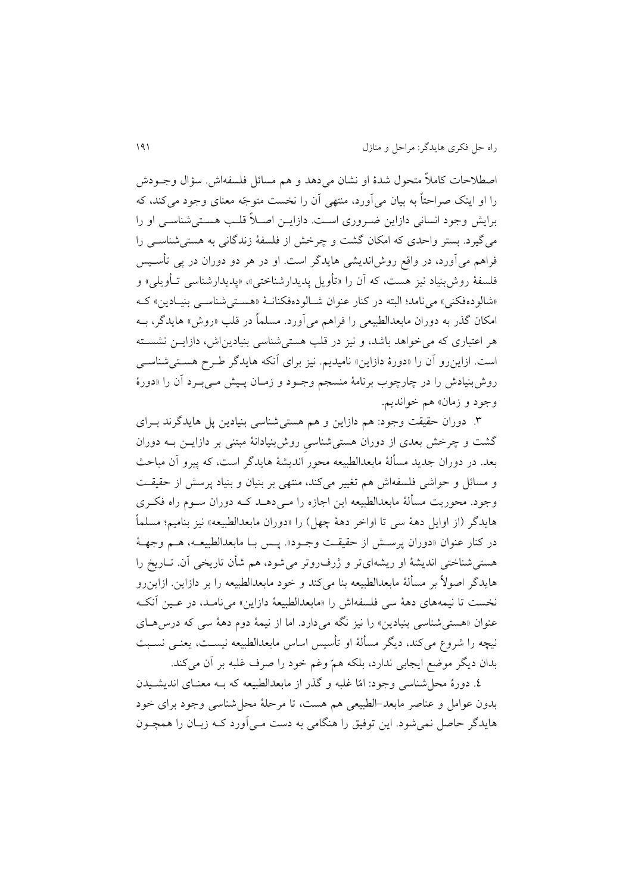اصطلاحات کاملاً متحول شدهٔ او نشان می‌دهد و هم مسائل فلسفه‌اش. سؤال وجـودش را او اینک صراحتاً به بیان می‌آورد، منتهی آن را نخست متوجّه معنای وجود می‌کند، که برایش وجود انسانی دازاین ضـروری اسـت. دازایـن اصـلاً قلـب هسـتی‌شناسـی او را می‌گیرد. بستر واحدی که امکان گشت و چرخش از فلسفهٔ زندگانی به هستی‌شناسـی را فراهم می‌آورد، در واقع روش‌اندیشی هایدگر است. او در هر دو دوران در پی تأسـیس فلسفهٔ روش‌بنیاد نیز هست، که آن را «تأویل پدیدارشناختی»، «پدیدارشناسی تـأویلی» و «شالوده‌فکنی» می‌نامد؛ البته در کنار عنوان شـالوده‌فکنانـهٔ «هسـتی‌شناسـی بنیـادین» کـه امکان گذر به دوران مابعدالطبیعی را فراهم می‌آورد. مسلماً در قلب «روش» هایدگر، بـه هر اعتباری که می‌خواهد باشد، و نیز در قلب هستی‌شناسی بنیادین‌اش، دازایـن نشسـته است. ازاین‌رو آن را «دورهٔ دازاین» نامیدیم. نیز برای آنکه هایدگر طـرح هسـتی‌شناسـی روش‌بنیادش را در چارچوب برنامهٔ منسجم وجـود و زمـان پـیش مـی‌بـرد آن را «دورهٔ وجود و زمان» هم خواندیم.

۳. دوران حقیقت وجود: هم دازاین و هم هستی‌شناسی بنیادین پل هایدگرند بـرای گشت و چرخش بعدی از دوران هستی‌شناسیِ روش‌بنیادانهٔ مبتنی بر دازایـن بـه دوران بعد. در دوران جدید مسألهٔ مابعدالطبیعه محورِ اندیشهٔ هایدگر است، که پیرو آن مباحث و مسائل و حواشی فلسفه‌اش هم تغییر می‌کند، منتهی بر بنیان و بنیاد پرسش از حقیقـت وجود. محوریت مسألهٔ مابعدالطبیعه این اجازه را مـی‌دهـد کـه دوران سـوم راه فکـری هایدگر (از اوایل دههٔ سی تا اواخر دههٔ چهل) را «دوران مابعدالطبیعه» نیز بنامیم؛ مسلماً در کنار عنوان «دوران پرسـش از حقیقـت وجـود». پـس بـا مابعدالطبیعـه، هـم وجهـهٔ هستی‌شناختی اندیشهٔ او ریشه‌ای‌تر و ژرف‌روتر می‌شود، هم شأن تاریخی آن. تـاریخ را هایدگر اصولاً بر مسألهٔ مابعدالطبیعه بنا می‌کند و خود مابعدالطبیعه را بر دازاین. ازاین‌رو نخست تا نیمه‌های دههٔ سی فلسفه‌اش را «مابعدالطبیعهٔ دازاین» می‌نامـد، در عـین آنکـه عنوان «هستی‌شناسی بنیادین» را نیز نگه می‌دارد. اما از نیمهٔ دوم دههٔ سی که درس‌هـای نیچه را شروع می‌کند، دیگر مسألهٔ او تأسیس اساس مابعدالطبیعه نیسـت، یعنـی نسـبت بدان دیگر موضع ایجابی ندارد، بلکه همّ وغم خود را صرف غلبه بر آن می‌کند.

۴. دورهٔ محل‌شناسی وجود: امّا غلبه و گذر از مابعدالطبیعه که بـه معنـای اندیشـیدن بدون عوامل و عناصر مابعد-الطبیعی هم هست، تا مرحلهٔ محل‌شناسی وجود برای خود هایدگر حاصل نمی‌شود. این توفیق را هنگامی به دست مـی‌آورد کـه زبـان را همچـون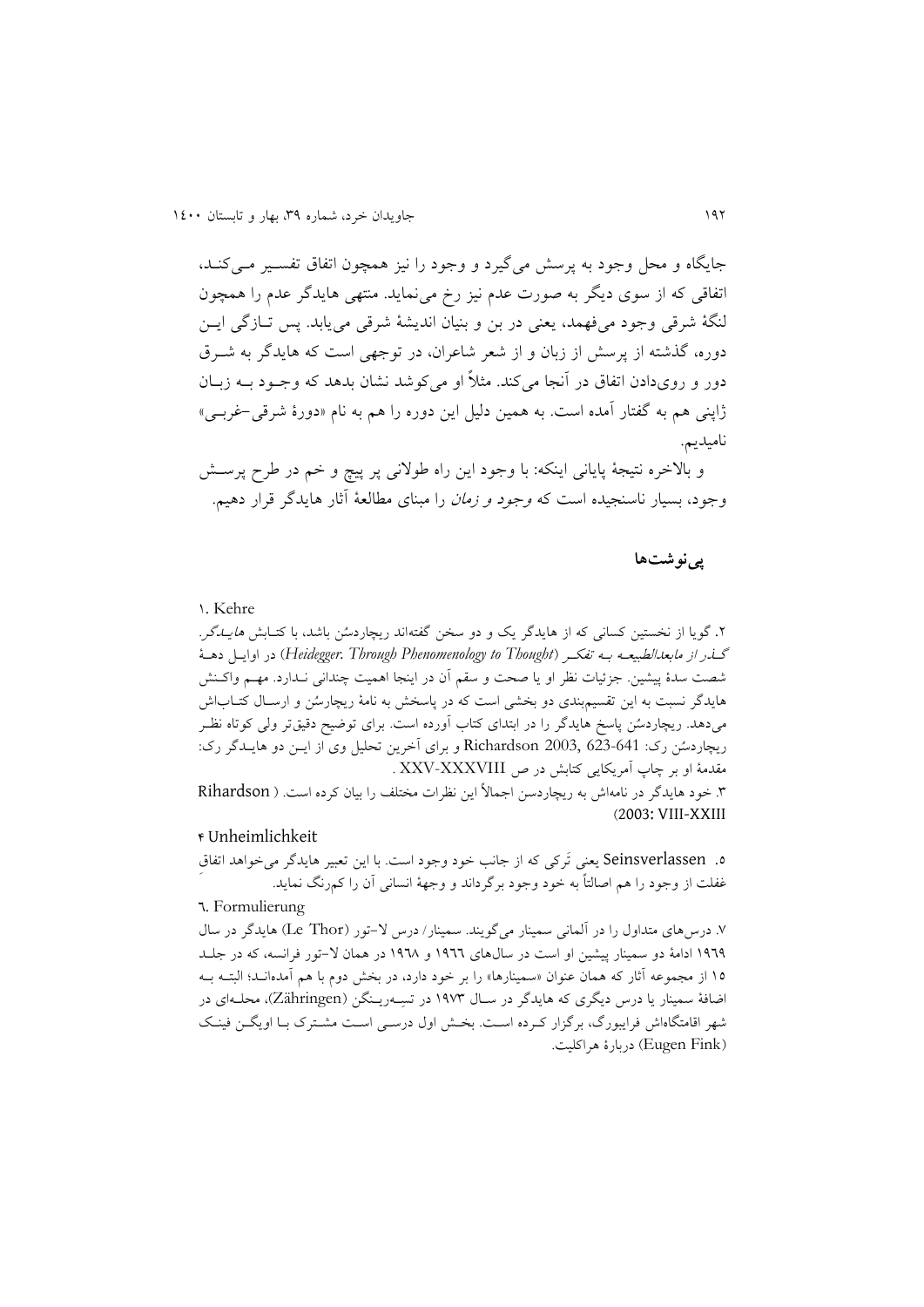جایگاه و محل وجود به پرسش می‌گیرد و وجود را نیز همچون اتفاق تفسیر می‌کند، اتفاقی که از سوی دیگر به صورت عدم نیز رخ می‌نماید. منتهی هایدگر عدم را همچون لنگهٔ شرقی وجود می‌فهمد، یعنی در بن و بنیان اندیشهٔ شرقی می‌یابد. پس تازگی این دوره، گذشته از پرسش از زبان و از شعر شاعران، در توجهی است که هایدگر به شرق دور و روی‌دادن اتفاق در آنجا می‌کند. مثلاً او می‌کوشد نشان بدهد که وجود به زبان ژاپنی هم به گفتار آمده است. به همین دلیل این دوره را هم به نام «دورهٔ شرقی-غربی» نامیدیم.

و بالاخره نتیجهٔ پایانی اینکه: با وجود این راه طولانی پر پیچ و خم در طرح پرسش وجود، بسیار ناسنجیده است که *وجود و زمان* را مبنای مطالعهٔ آثار هایدگر قرار دهیم.

## پی‌نوشت‌ها

۱. Kehre

۲. گویا از نخستین کسانی که از هایدگر یک و دو سخن گفته‌اند ریچاردسُن باشد، با کتابش *هایدگر. گذر از مابعدالطبیعه به تفکر* (*Heidegger. Through Phenomenology to Thought*) در اوایل دههٔ شصت سدهٔ پیشین. جزئیات نظر او یا صحت و سقم آن در اینجا اهمیت چندانی ندارد. مهم واکنش هایدگر نسبت به این تقسیم‌بندی دو بخشی است که در پاسخش به نامهٔ ریچارسُن و ارسال کتاب‌اش می‌دهد. ریچاردسُن پاسخ هایدگر را در ابتدای کتاب آورده است. برای توضیح دقیق‌تر ولی کوتاه نظر ریچاردسُن رک: Richardson 2003, 623-641 و برای آخرین تحلیل وی از این دو هایدگر رک: مقدمهٔ او بر چاپ آمریکایی کتابش در ص XXV-XXXVIII .

۳. خود هایدگر در نامه‌اش به ریچاردسن اجمالاً این نظرات مختلف را بیان کرده است. ( Rihardson 2003: VIII-XXIII)

۴ Unheimlichkeit

۵. Seinsverlassen یعنی تَرکی که از جانب خود وجود است. با این تعبیر هایدگر می‌خواهد اتفاق غفلت از وجود را هم اصالتاً به خود وجود برگرداند و وجههٔ انسانی آن را کم‌رنگ نماید.

٦. Formulierung

۷. درس‌های متداول را در آلمانی سمینار می‌گویند. سمینار/ درس لا-تور (Le Thor) هایدگر در سال ۱۹٦۹ ادامهٔ دو سمینار پیشین او است در سال‌های ۱۹٦٦ و ۱۹٦۸ در همان لا-تور فرانسه، که در جلد ۱۵ از مجموعه آثار که همان عنوان «سمینارها» را بر خود دارد، در بخش دوم با هم آمده‌اند؛ البته به اضافهٔ سمینار یا درس دیگری که هایدگر در سال ۱۹۷۳ در تسه‌رینگن (Zähringen)، محله‌ای در شهر اقامتگاه‌اش فرایبورگ، برگزار کرده است. بخش اول درسی است مشترک با اویگن فینک (Eugen Fink) دربارهٔ هراکلیت.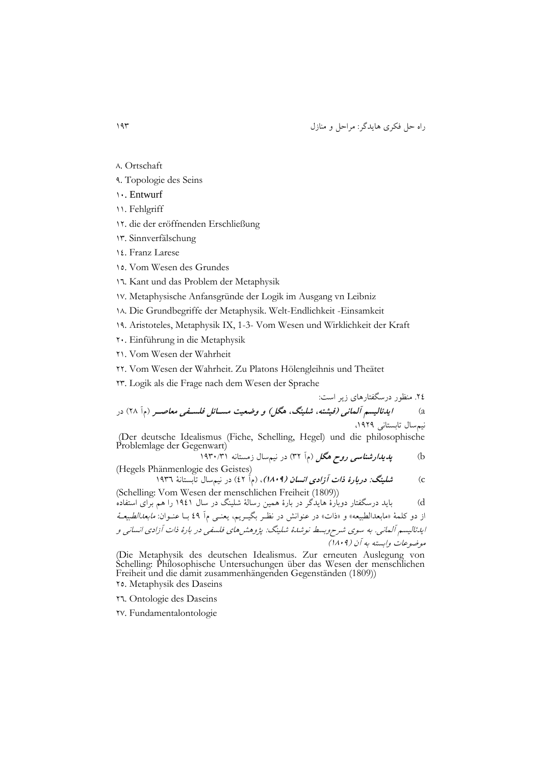۸. Ortschaft

۹. Topologie des Seins

۱۰. Entwurf

۱۱. Fehlgriff

۱۲. die der eröffnenden Erschließung

۱۳. Sinnverfälschung

۱٤. Franz Larese

۱۵. Vom Wesen des Grundes

۱٦. Kant und das Problem der Metaphysik

۱۷. Metaphysische Anfansgründe der Logik im Ausgang vn Leibniz

۱۸. Die Grundbegriffe der Metaphysik. Welt-Endlichkeit -Einsamkeit

۱۹. Aristoteles, Metaphysik IX, 1-3- Vom Wesen und Wirklichkeit der Kraft

۲۰. Einführung in die Metaphysik

۲۱. Vom Wesen der Wahrheit

۲۲. Vom Wesen der Wahrheit. Zu Platons Hölengleihnis und Theätet

۲۳. Logik als die Frage nach dem Wesen der Sprache

۲٤. منظور درسگفتارهای زیر است:

a) ***ایدئالیسم آلمانی (فیشته، شلینگ، هگل) و وضعیت مسائل فلسفی معاصر*** (مآ ۲۸) در نیم‌سال تابستانی ۱۹۲۹،

(Der deutsche Idealismus (Fiche, Schelling, Hegel) und die philosophische Problemlage der Gegenwart)

b) ***پدیدارشناسی روح هگل*** (مآ ۳۲) در نیم‌سال زمستانه ۱۹۳۰/۳۱

(Hegels Phänmenlogie des Geistes)

c) ***شلینگ: دربارهٔ ذات آزادی انسان (۱۸۰۹)***، (مآ ٤۲) در نیم‌سال تابستانهٔ ۱۹۳٦

(Schelling: Vom Wesen der menschlichen Freiheit (1809))

d) باید درسگفتار دوبارهٔ هایدگر در بارهٔ همین رسالهٔ شلینگ در سال ۱۹٤۱ را هم برای استفاده از دو کلمهٔ «مابعدالطبیعه» و «ذات» در عنوانش در نظر بگیریم، یعنی مآ ٤۹ با عنوان: *مابعدالطبیعهٔ ایدئالیسم آلمانی. به سوی شرح‌وبسط نوشدهٔ شلینگ: پژوهش‌های فلسفی در بارهٔ ذات آزادی انسانی و موضوعات وابسته به آن (۱۸۰۹)*

(Die Metaphysik des deutschen Idealismus. Zur erneuten Auslegung von Schelling: Philosophische Untersuchungen über das Wesen der menschlichen Freiheit und die damit zusammenhängenden Gegenständen (1809))

۲۵. Metaphysik des Daseins

۲٦. Ontologie des Daseins

۲۷. Fundamentalontologie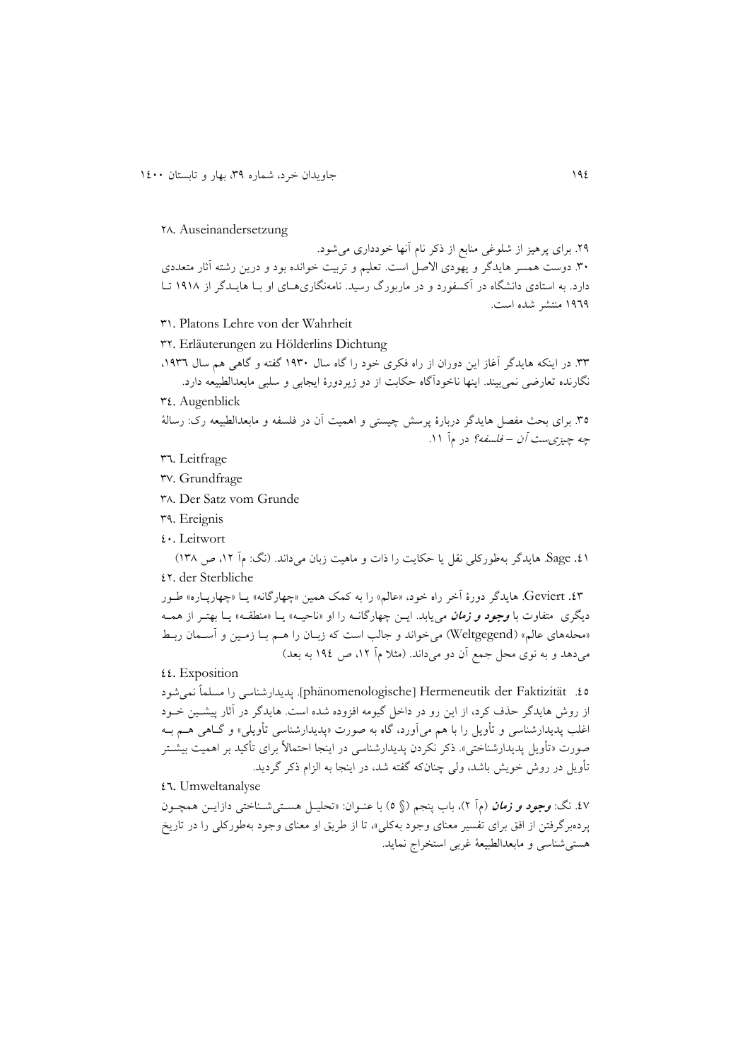۲۸. Auseinandersetzung

۲۹. برای پرهیز از شلوغی منابع از ذکر نام آنها خودداری می‌شود.

۳۰. دوست همسر هایدگر و یهودی الاصل است. تعلیم و تربیت خوانده بود و درین رشته آثار متعددی دارد. به استادی دانشگاه در آکسفورد و در ماربورگ رسید. نامه‌نگاری‌های او با هایدگر از ۱۹۱۸ تا ۱۹۶۹ منتشر شده است.

۳۱. Platons Lehre von der Wahrheit

۳۲. Erläuterungen zu Hölderlins Dichtung

۳۳. در اینکه هایدگر آغاز این دوران از راه فکری خود را گاه سال ۱۹۳۰ گفته و گاهی هم سال ۱۹۳۶، نگارنده تعارضی نمی‌بیند. اینها ناخودآگاه حکایت از دو زیردورهٔ ایجابی و سلبی مابعدالطبیعه دارد.

۳۴. Augenblick

۳۵. برای بحث مفصل هایدگر دربارهٔ پرسش چیستی و اهمیت آن در فلسفه و مابعدالطبیعه رک: رسالهٔ *چه چیزی‌ست آن – فلسفه؟* در مآ ۱۱.

۳۶. Leitfrage

۳۷. Grundfrage

۳۸. Der Satz vom Grunde

۳۹. Ereignis

۴۰. Leitwort

۴۱. Sage. هایدگر به‌طورکلی نقل یا حکایت را ذات و ماهیت زبان می‌داند. (نگ: مآ ۱۲، ص ۱۳۸)

۴۲. der Sterbliche

۴۳. Geviert. هایدگر دورهٔ آخر راه خود، «عالم» را به کمک همین «چهارگانه» یا «چهارپاره» طور دیگری متفاوت با *وجود و زمان* می‌یابد. این چهارگانه را او «ناحیه» یا «منطقه» یا بهتر از همه «محله‌های عالم» (Weltgegend) می‌خواند و جالب است که زبان را هم با زمین و آسمان ربط می‌دهد و به نوی محل جمع آن دو می‌داند. (مثلا مآ ۱۲، ص ۱۹۴ به بعد)

۴۴. Exposition

۴۵. [phänomenologische] Hermeneutik der Faktizität. پدیدارشناسی را مسلماً نمی‌شود از روش هایدگر حذف کرد، از این رو در داخل گیومه افزوده شده است. هایدگر در آثار پیشین خود اغلب پدیدارشناسی و تأویل را با هم می‌آورد، گاه به صورت «پدیدارشناسی تأویلی» و گاهی هم به صورت «تأویل پدیدارشناختی». ذکر نکردن پدیدارشناسی در اینجا احتمالاً برای تأکید بر اهمیت بیشتر تأویل در روش خویش باشد، ولی چنانکه گفته شد، در اینجا به الزام ذکر گردید.

۴۶. Umweltanalyse

۴۷. نگ: *وجود و زمان* (مآ ۲)، باب پنجم (§ ۵) با عنوان: «تحلیل هستی‌شناختی دازاین همچون پرده‌برگرفتن از افق برای تفسیر معنای وجود به‌کلی»، تا از طریق او معنای وجود به‌طورکلی را در تاریخ هستی‌شناسی و مابعدالطبیعهٔ غربی استخراج نماید.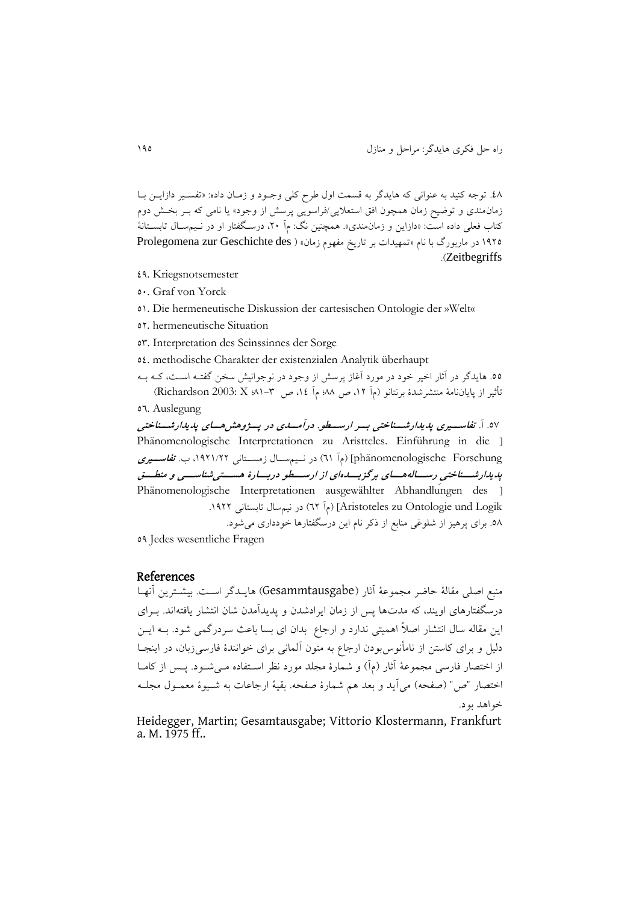٤٨. توجه کنید به عنوانی که هایدگر به قسمت اول طرح کلی وجود و زمان داده: «تفسیر دازاین با زمان‌مندی و توضیح زمان همچون افق استعلایی/فراسویی پرسش از وجود» یا نامی که بر بخش دوم کتاب فعلی داده است: «دازاین و زمان‌مندی». همچنین نگ: مآ ۲۰، درسگفتار او در نیم‌سال تابستانهٔ ۱۹۲۵ در ماربورگ با نام «تمهیدات بر تاریخ مفهوم زمان» ( Prolegomena zur Geschichte des Zeitbegriffs).

٤٩. Kriegsnotsemester

٥٠. Graf von Yorck

٥١. Die hermeneutische Diskussion der cartesischen Ontologie der »Welt«

٥٢. hermeneutische Situation

٥٣. Interpretation des Seinssinnes der Sorge

٥٤. methodische Charakter der existenzialen Analytik überhaupt

٥٥. هایدگر در آثار اخیر خود در مورد آغاز پرسش از وجود در نوجوانیش سخن گفته است، که به تأثیر از پایان‌نامهٔ منتشرشدهٔ برنتانو (مآ ١٢، ص ٨٨؛ مآ ١٤، ص ٣-٨١؛ Richardson 2003: X)

٥٦. Auslegung

٥٧. آ. ***تفاسیری پدیدارشناختی بر ارسطو. درآمدی در پژوهش‌های پدیدارشناختی*** [ Phänomenologische Interpretationen zu Aristteles. Einführung in die phänomenologische Forschung] (مآ ٦١) در نیم‌سال زمستانی ١٩٢١/٢٢، ب. ***تفاسیری پدیدارشناختی رساله‌های برگزیده‌ای از ارسطو دربارهٔ هستی‌شناسی و منطق*** [ Phänomenologische Interpretationen ausgewählter Abhandlungen des Aristoteles zu Ontologie und Logik] (مآ ٦٢) در نیم‌سال تابستانی ١٩٢٢.

٥٨. برای پرهیز از شلوغی منابع از ذکر نام این درسگفتارها خودداری می‌شود.

٥٩ Jedes wesentliche Fragen

## References

منبع اصلی مقالهٔ حاضر مجموعهٔ آثار (Gesammtausgabe) هایدگر است. بیشترین آنها درسگفتارهای اویند، که مدت‌ها پس از زمان ایرادشدن و پدیدآمدن شان انتشار یافته‌اند. برای این مقاله سال انتشار اصلاً اهمیتی ندارد و ارجاع بدان ای بسا باعث سردرگمی شود. به این دلیل و برای کاستن از نامأنوس‌بودن ارجاع به متون آلمانی برای خوانندهٔ فارسی‌زبان، در اینجا از اختصار فارسی مجموعهٔ آثار (مآ) و شمارهٔ مجلد مورد نظر استفاده می‌شود. پس از کاما اختصار "ص" (صفحه) می‌آید و بعد هم شمارهٔ صفحه. بقیهٔ ارجاعات به شیوهٔ معمول مجله خواهد بود.

Heidegger, Martin; Gesamtausgabe; Vittorio Klostermann, Frankfurt a. M. 1975 ff..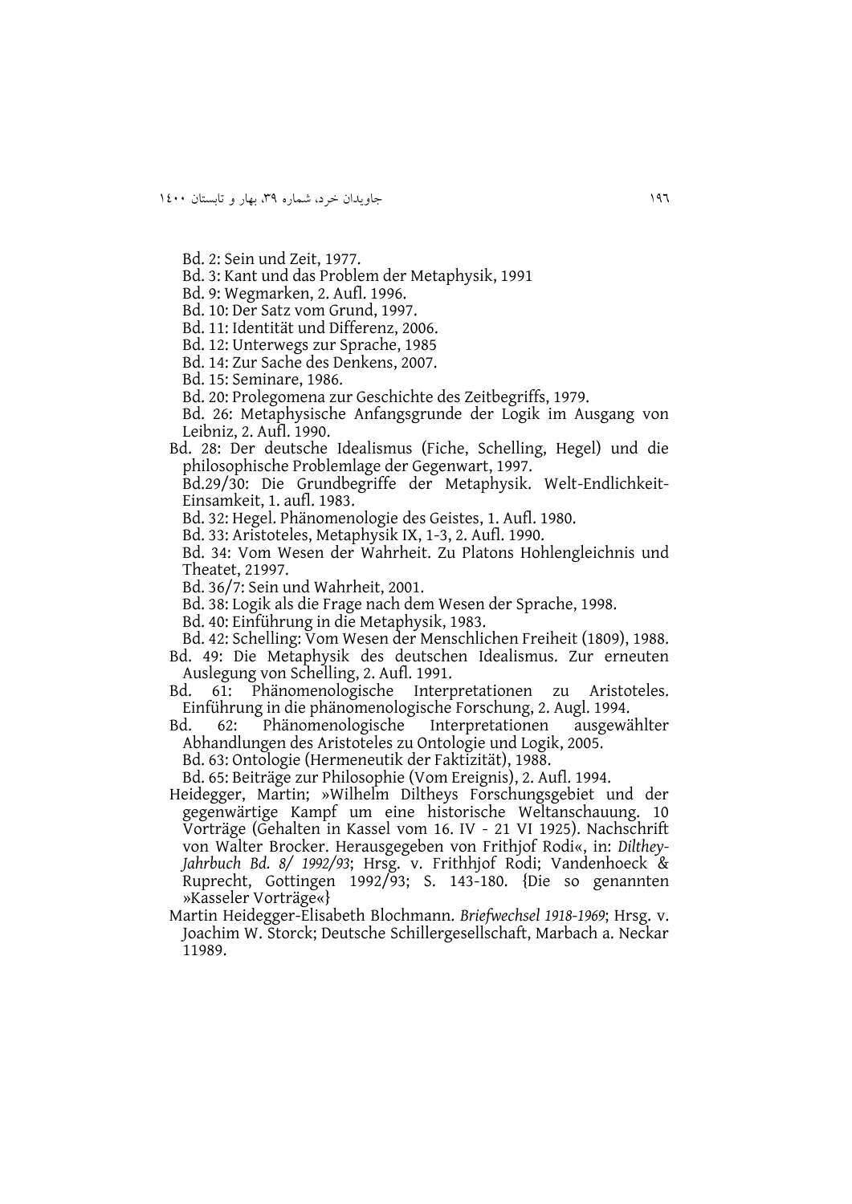Bd. 2: Sein und Zeit, 1977.

Bd. 3: Kant und das Problem der Metaphysik, 1991

Bd. 9: Wegmarken, 2. Aufl. 1996.

Bd. 10: Der Satz vom Grund, 1997.

Bd. 11: Identität und Differenz, 2006.

Bd. 12: Unterwegs zur Sprache, 1985

Bd. 14: Zur Sache des Denkens, 2007.

Bd. 15: Seminare, 1986.

Bd. 20: Prolegomena zur Geschichte des Zeitbegriffs, 1979.

Bd. 26: Metaphysische Anfangsgrunde der Logik im Ausgang von Leibniz, 2. Aufl. 1990.

Bd. 28: Der deutsche Idealismus (Fiche, Schelling, Hegel) und die philosophische Problemlage der Gegenwart, 1997.

Bd.29/30: Die Grundbegriffe der Metaphysik. Welt-Endlichkeit-Einsamkeit, 1. aufl. 1983.

Bd. 32: Hegel. Phänomenologie des Geistes, 1. Aufl. 1980.

Bd. 33: Aristoteles, Metaphysik IX, 1-3, 2. Aufl. 1990.

Bd. 34: Vom Wesen der Wahrheit. Zu Platons Hohlengleichnis und Theatet, 21997.

Bd. 36/7: Sein und Wahrheit, 2001.

Bd. 38: Logik als die Frage nach dem Wesen der Sprache, 1998.

Bd. 40: Einführung in die Metaphysik, 1983.

Bd. 42: Schelling: Vom Wesen der Menschlichen Freiheit (1809), 1988.

Bd. 49: Die Metaphysik des deutschen Idealismus. Zur erneuten Auslegung von Schelling, 2. Aufl. 1991.

Bd. 61: Phänomenologische Interpretationen zu Aristoteles. Einführung in die phänomenologische Forschung, 2. Augl. 1994.

Bd. 62: Phänomenologische Interpretationen ausgewählter Abhandlungen des Aristoteles zu Ontologie und Logik, 2005.

Bd. 63: Ontologie (Hermeneutik der Faktizität), 1988.

Bd. 65: Beiträge zur Philosophie (Vom Ereignis), 2. Aufl. 1994.

Heidegger, Martin; »Wilhelm Diltheys Forschungsgebiet und der gegenwärtige Kampf um eine historische Weltanschauung. 10 Vorträge (Gehalten in Kassel vom 16. IV - 21 VI 1925). Nachschrift von Walter Brocker. Herausgegeben von Frithjof Rodi«, in: *Dilthey-Jahrbuch Bd. 8/ 1992/93*; Hrsg. v. Frithhjof Rodi; Vandenhoeck & Ruprecht, Gottingen 1992/93; S. 143-180. {Die so genannten »Kasseler Vorträge«}

Martin Heidegger-Elisabeth Blochmann. *Briefwechsel 1918-1969*; Hrsg. v. Joachim W. Storck; Deutsche Schillergesellschaft, Marbach a. Neckar 11989.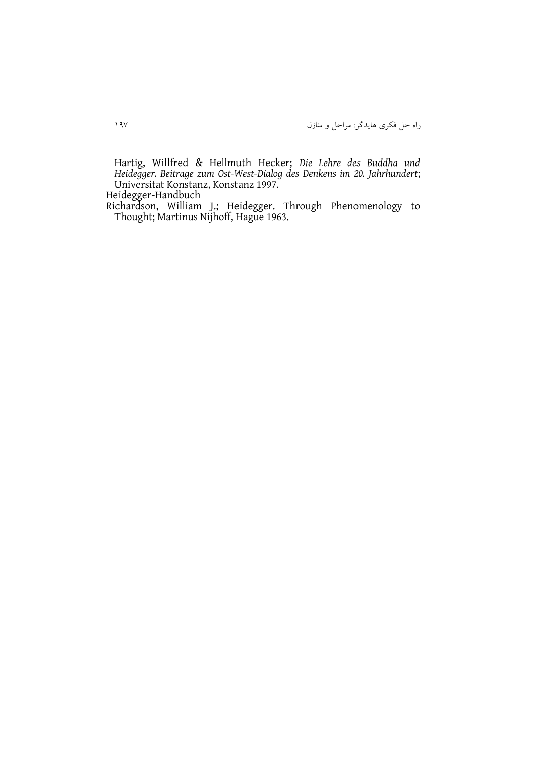Hartig, Willfred & Hellmuth Hecker; *Die Lehre des Buddha und Heidegger. Beitrage zum Ost-West-Dialog des Denkens im 20. Jahrhundert*; Universitat Konstanz, Konstanz 1997.

Heidegger-Handbuch

Richardson, William J.; Heidegger. Through Phenomenology to Thought; Martinus Nijhoff, Hague 1963.